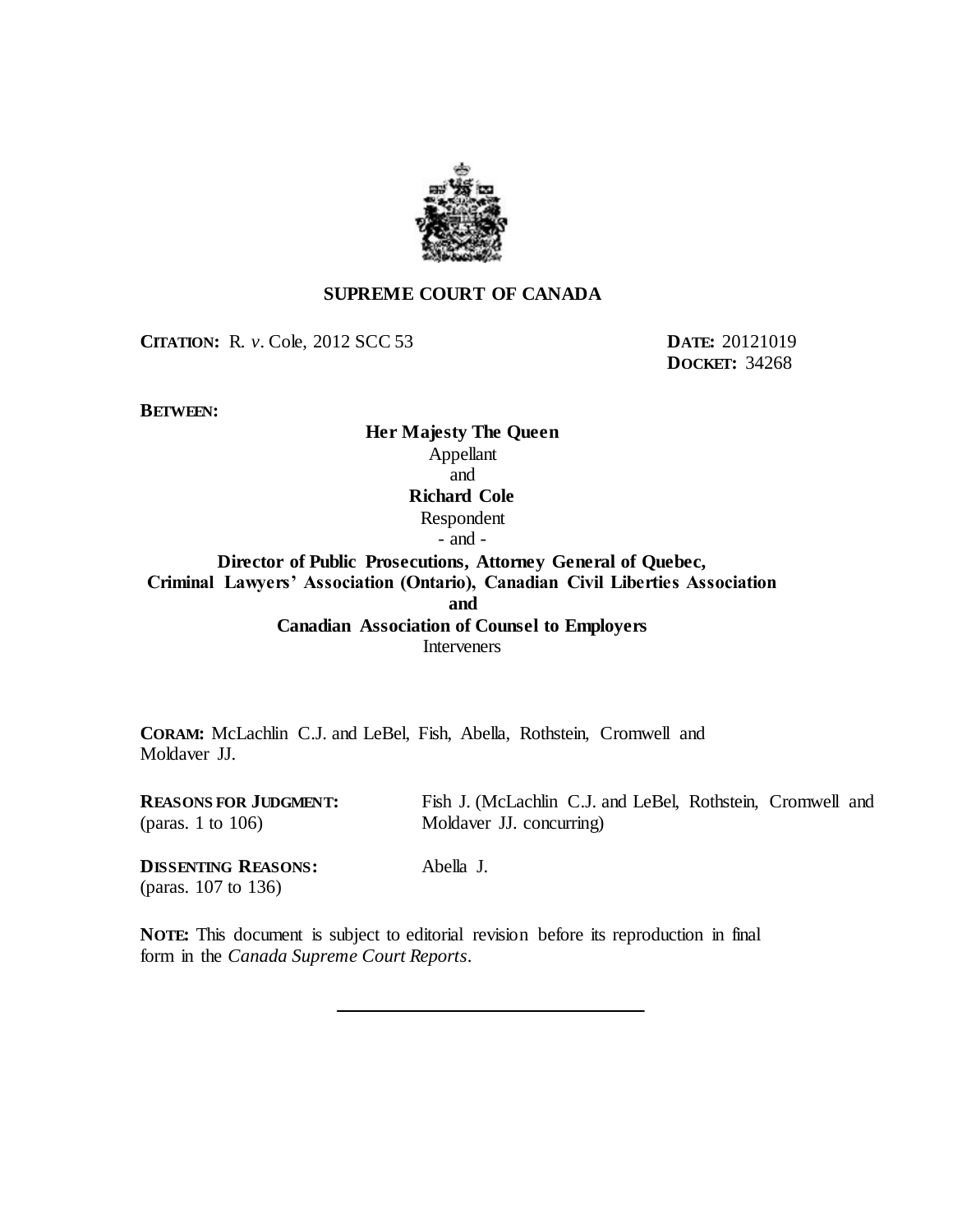**SUPREME COURT OF CANADA**

**CITATION:** R. *v*. Cole, 2012 SCC 53

**DATE:** 20121019
**DOCKET:** 34268

**BETWEEN:**

**Her Majesty The Queen**
Appellant
and
**Richard Cole**
Respondent
- and -
**Director of Public Prosecutions, Attorney General of Quebec, Criminal Lawyers' Association (Ontario), Canadian Civil Liberties Association**
**and**
**Canadian Association of Counsel to Employers**
Interveners

**CORAM:** McLachlin C.J. and LeBel, Fish, Abella, Rothstein, Cromwell and Moldaver JJ.

**REASONS FOR JUDGMENT:** (paras. 1 to 106) Fish J. (McLachlin C.J. and LeBel, Rothstein, Cromwell and Moldaver JJ. concurring)

**DISSENTING REASONS:** (paras. 107 to 136) Abella J.

**NOTE:** This document is subject to editorial revision before its reproduction in final form in the *Canada Supreme Court Reports*.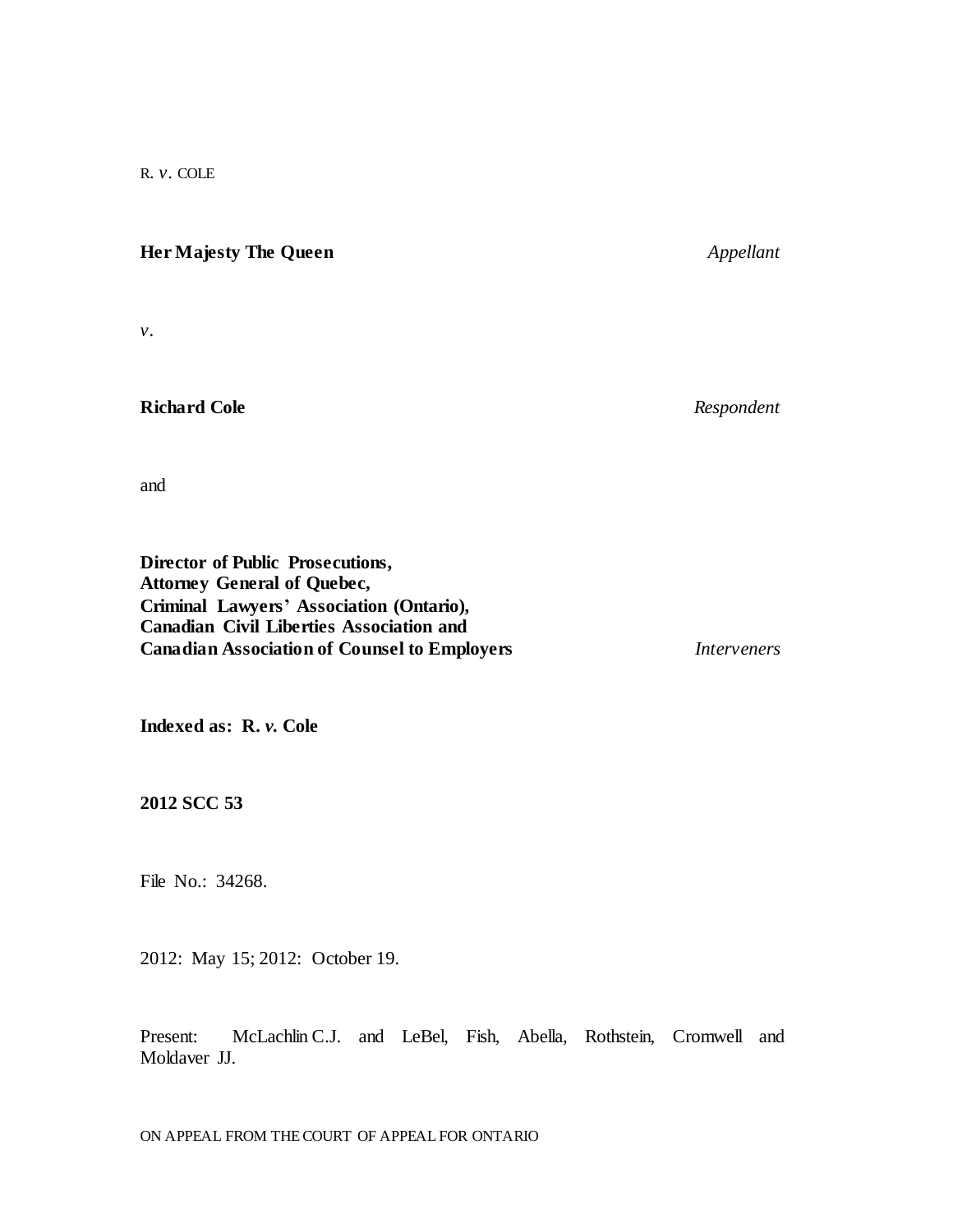R. *v*. COLE

**Her Majesty The Queen** *Appellant*

*v*.

**Richard Cole** *Respondent*

and

**Director of Public Prosecutions,**
**Attorney General of Quebec,**
**Criminal Lawyers' Association (Ontario),**
**Canadian Civil Liberties Association and**
**Canadian Association of Counsel to Employers** *Interveners*

**Indexed as: R. *v.* Cole**

**2012 SCC 53**

File No.: 34268.

2012: May 15; 2012: October 19.

Present: McLachlin C.J. and LeBel, Fish, Abella, Rothstein, Cromwell and Moldaver JJ.

ON APPEAL FROM THE COURT OF APPEAL FOR ONTARIO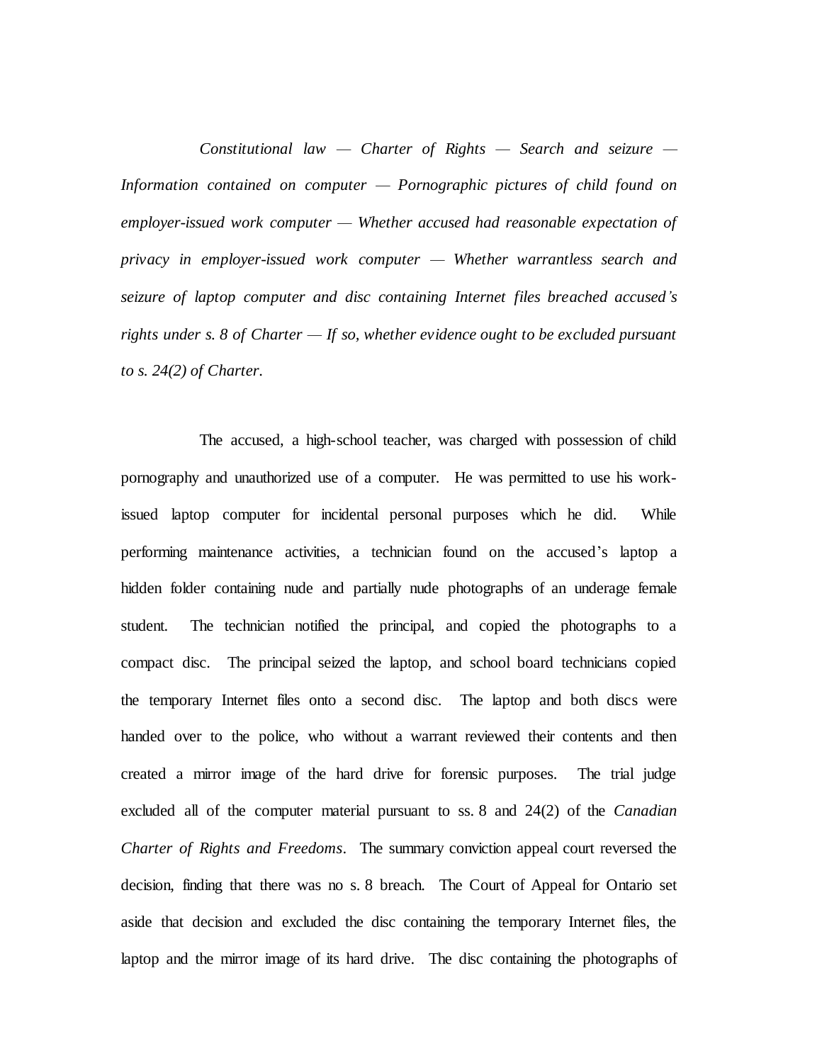*Constitutional law — Charter of Rights — Search and seizure — Information contained on computer — Pornographic pictures of child found on employer-issued work computer — Whether accused had reasonable expectation of privacy in employer-issued work computer — Whether warrantless search and seizure of laptop computer and disc containing Internet files breached accused's rights under s. 8 of Charter — If so, whether evidence ought to be excluded pursuant to s. 24(2) of Charter.*

The accused, a high-school teacher, was charged with possession of child pornography and unauthorized use of a computer. He was permitted to use his work-issued laptop computer for incidental personal purposes which he did. While performing maintenance activities, a technician found on the accused's laptop a hidden folder containing nude and partially nude photographs of an underage female student. The technician notified the principal, and copied the photographs to a compact disc. The principal seized the laptop, and school board technicians copied the temporary Internet files onto a second disc. The laptop and both discs were handed over to the police, who without a warrant reviewed their contents and then created a mirror image of the hard drive for forensic purposes. The trial judge excluded all of the computer material pursuant to ss. 8 and 24(2) of the *Canadian Charter of Rights and Freedoms*. The summary conviction appeal court reversed the decision, finding that there was no s. 8 breach. The Court of Appeal for Ontario set aside that decision and excluded the disc containing the temporary Internet files, the laptop and the mirror image of its hard drive. The disc containing the photographs of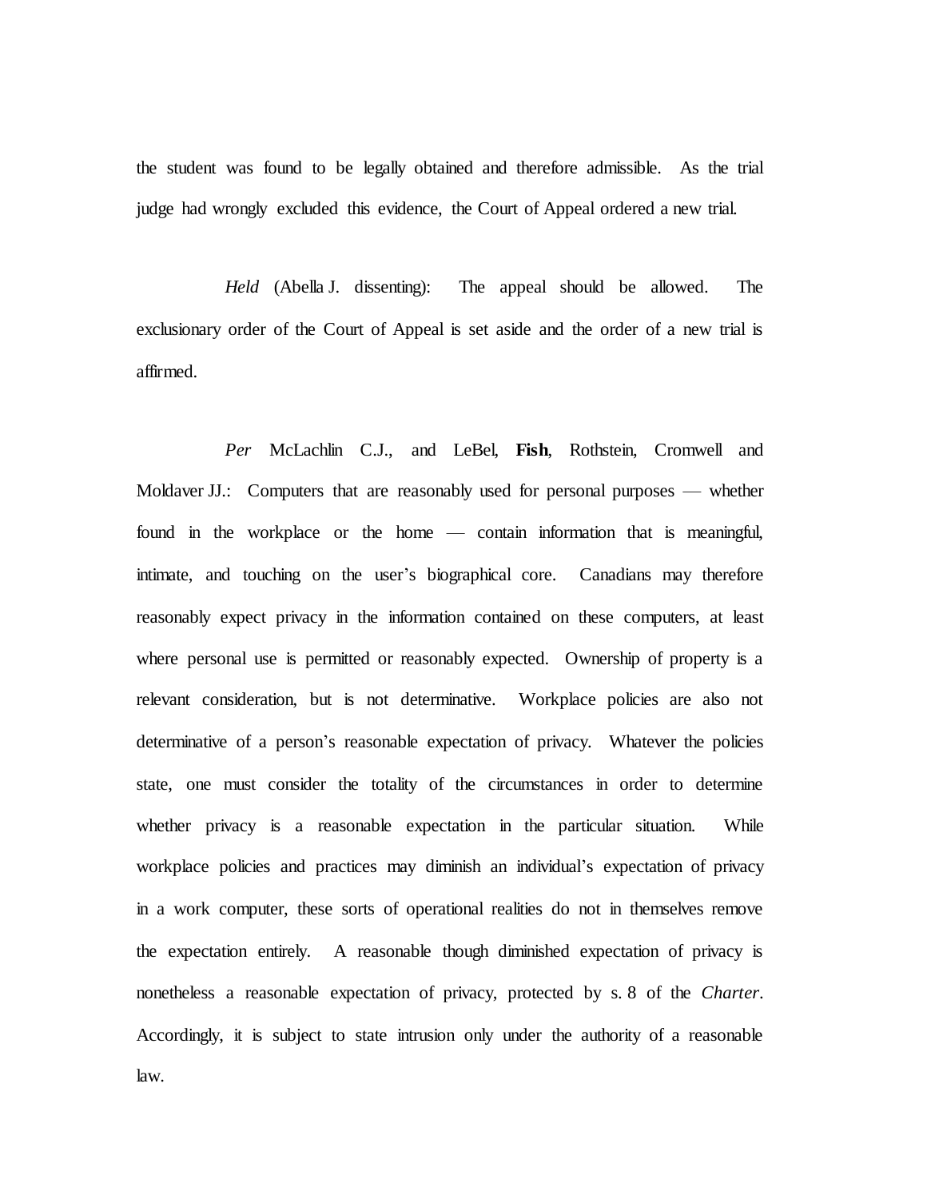the student was found to be legally obtained and therefore admissible. As the trial judge had wrongly excluded this evidence, the Court of Appeal ordered a new trial.

*Held* (Abella J. dissenting): The appeal should be allowed. The exclusionary order of the Court of Appeal is set aside and the order of a new trial is affirmed.

*Per* McLachlin C.J., and LeBel, **Fish**, Rothstein, Cromwell and Moldaver JJ.: Computers that are reasonably used for personal purposes — whether found in the workplace or the home — contain information that is meaningful, intimate, and touching on the user's biographical core. Canadians may therefore reasonably expect privacy in the information contained on these computers, at least where personal use is permitted or reasonably expected. Ownership of property is a relevant consideration, but is not determinative. Workplace policies are also not determinative of a person's reasonable expectation of privacy. Whatever the policies state, one must consider the totality of the circumstances in order to determine whether privacy is a reasonable expectation in the particular situation. While workplace policies and practices may diminish an individual's expectation of privacy in a work computer, these sorts of operational realities do not in themselves remove the expectation entirely. A reasonable though diminished expectation of privacy is nonetheless a reasonable expectation of privacy, protected by s. 8 of the *Charter*. Accordingly, it is subject to state intrusion only under the authority of a reasonable law.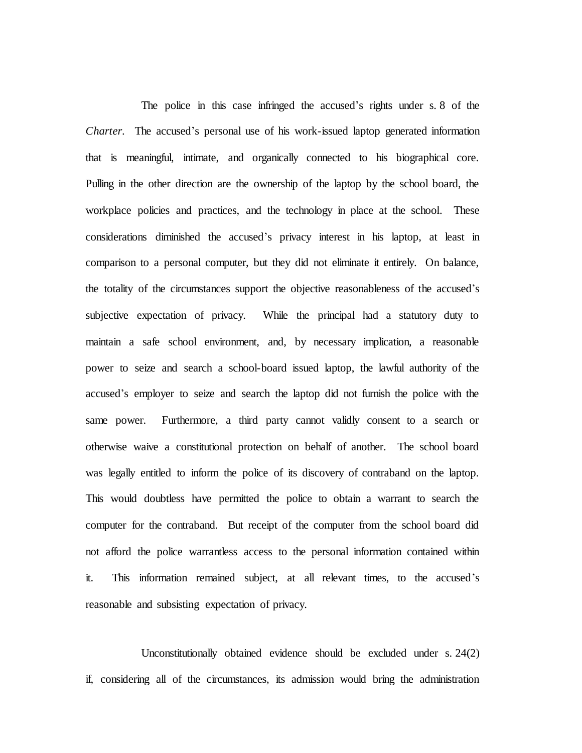The police in this case infringed the accused's rights under s. 8 of the *Charter*. The accused's personal use of his work-issued laptop generated information that is meaningful, intimate, and organically connected to his biographical core. Pulling in the other direction are the ownership of the laptop by the school board, the workplace policies and practices, and the technology in place at the school. These considerations diminished the accused's privacy interest in his laptop, at least in comparison to a personal computer, but they did not eliminate it entirely. On balance, the totality of the circumstances support the objective reasonableness of the accused's subjective expectation of privacy. While the principal had a statutory duty to maintain a safe school environment, and, by necessary implication, a reasonable power to seize and search a school-board issued laptop, the lawful authority of the accused's employer to seize and search the laptop did not furnish the police with the same power. Furthermore, a third party cannot validly consent to a search or otherwise waive a constitutional protection on behalf of another. The school board was legally entitled to inform the police of its discovery of contraband on the laptop. This would doubtless have permitted the police to obtain a warrant to search the computer for the contraband. But receipt of the computer from the school board did not afford the police warrantless access to the personal information contained within it. This information remained subject, at all relevant times, to the accused's reasonable and subsisting expectation of privacy.

Unconstitutionally obtained evidence should be excluded under s. 24(2) if, considering all of the circumstances, its admission would bring the administration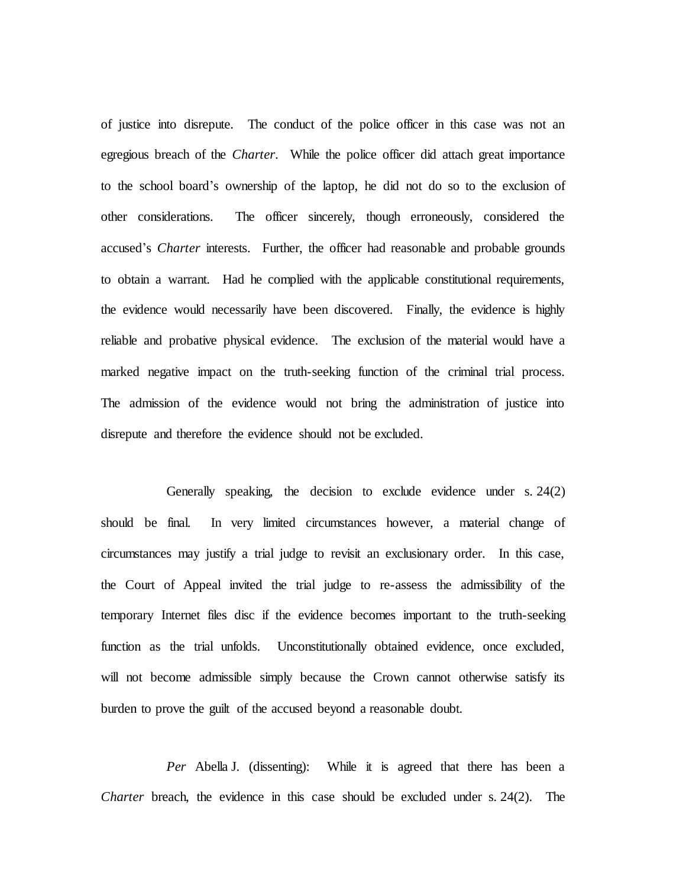of justice into disrepute. The conduct of the police officer in this case was not an egregious breach of the *Charter*. While the police officer did attach great importance to the school board's ownership of the laptop, he did not do so to the exclusion of other considerations. The officer sincerely, though erroneously, considered the accused's *Charter* interests. Further, the officer had reasonable and probable grounds to obtain a warrant. Had he complied with the applicable constitutional requirements, the evidence would necessarily have been discovered. Finally, the evidence is highly reliable and probative physical evidence. The exclusion of the material would have a marked negative impact on the truth-seeking function of the criminal trial process. The admission of the evidence would not bring the administration of justice into disrepute and therefore the evidence should not be excluded.

Generally speaking, the decision to exclude evidence under s. 24(2) should be final. In very limited circumstances however, a material change of circumstances may justify a trial judge to revisit an exclusionary order. In this case, the Court of Appeal invited the trial judge to re-assess the admissibility of the temporary Internet files disc if the evidence becomes important to the truth-seeking function as the trial unfolds. Unconstitutionally obtained evidence, once excluded, will not become admissible simply because the Crown cannot otherwise satisfy its burden to prove the guilt of the accused beyond a reasonable doubt.

*Per* Abella J. (dissenting): While it is agreed that there has been a *Charter* breach, the evidence in this case should be excluded under s. 24(2). The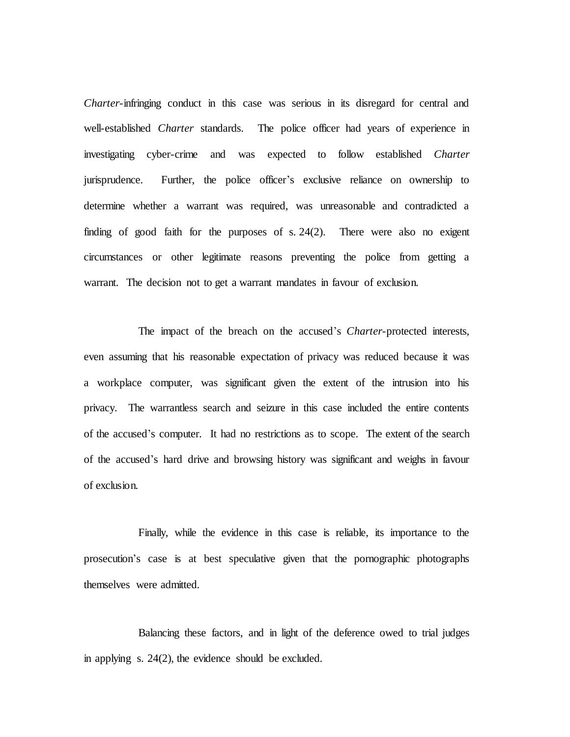*Charter*-infringing conduct in this case was serious in its disregard for central and well-established *Charter* standards. The police officer had years of experience in investigating cyber-crime and was expected to follow established *Charter* jurisprudence. Further, the police officer's exclusive reliance on ownership to determine whether a warrant was required, was unreasonable and contradicted a finding of good faith for the purposes of s. 24(2). There were also no exigent circumstances or other legitimate reasons preventing the police from getting a warrant. The decision not to get a warrant mandates in favour of exclusion.

The impact of the breach on the accused's *Charter*-protected interests, even assuming that his reasonable expectation of privacy was reduced because it was a workplace computer, was significant given the extent of the intrusion into his privacy. The warrantless search and seizure in this case included the entire contents of the accused's computer. It had no restrictions as to scope. The extent of the search of the accused's hard drive and browsing history was significant and weighs in favour of exclusion.

Finally, while the evidence in this case is reliable, its importance to the prosecution's case is at best speculative given that the pornographic photographs themselves were admitted.

Balancing these factors, and in light of the deference owed to trial judges in applying s. 24(2), the evidence should be excluded.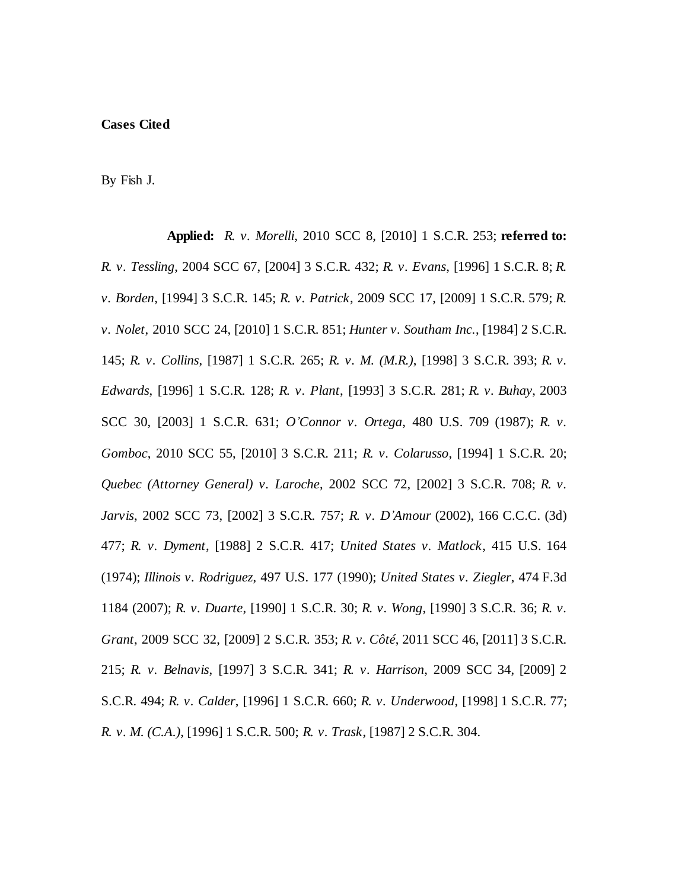**Cases Cited**

By Fish J.

**Applied:** *R. v. Morelli*, 2010 SCC 8, [2010] 1 S.C.R. 253; **referred to:** *R. v. Tessling*, 2004 SCC 67, [2004] 3 S.C.R. 432; *R. v. Evans*, [1996] 1 S.C.R. 8; *R. v. Borden*, [1994] 3 S.C.R. 145; *R. v. Patrick*, 2009 SCC 17, [2009] 1 S.C.R. 579; *R. v. Nolet*, 2010 SCC 24, [2010] 1 S.C.R. 851; *Hunter v. Southam Inc.*, [1984] 2 S.C.R. 145; *R. v. Collins*, [1987] 1 S.C.R. 265; *R. v. M. (M.R.)*, [1998] 3 S.C.R. 393; *R. v. Edwards*, [1996] 1 S.C.R. 128; *R. v. Plant*, [1993] 3 S.C.R. 281; *R. v. Buhay*, 2003 SCC 30, [2003] 1 S.C.R. 631; *O'Connor v. Ortega*, 480 U.S. 709 (1987); *R. v. Gomboc*, 2010 SCC 55, [2010] 3 S.C.R. 211; *R. v. Colarusso*, [1994] 1 S.C.R. 20; *Quebec (Attorney General) v. Laroche*, 2002 SCC 72, [2002] 3 S.C.R. 708; *R. v. Jarvis*, 2002 SCC 73, [2002] 3 S.C.R. 757; *R. v. D'Amour* (2002), 166 C.C.C. (3d) 477; *R. v. Dyment*, [1988] 2 S.C.R. 417; *United States v. Matlock*, 415 U.S. 164 (1974); *Illinois v. Rodriguez*, 497 U.S. 177 (1990); *United States v. Ziegler*, 474 F.3d 1184 (2007); *R. v. Duarte*, [1990] 1 S.C.R. 30; *R. v. Wong*, [1990] 3 S.C.R. 36; *R. v. Grant*, 2009 SCC 32, [2009] 2 S.C.R. 353; *R. v. Côté*, 2011 SCC 46, [2011] 3 S.C.R. 215; *R. v. Belnavis*, [1997] 3 S.C.R. 341; *R. v. Harrison*, 2009 SCC 34, [2009] 2 S.C.R. 494; *R. v. Calder*, [1996] 1 S.C.R. 660; *R. v. Underwood*, [1998] 1 S.C.R. 77; *R. v. M. (C.A.)*, [1996] 1 S.C.R. 500; *R. v. Trask*, [1987] 2 S.C.R. 304.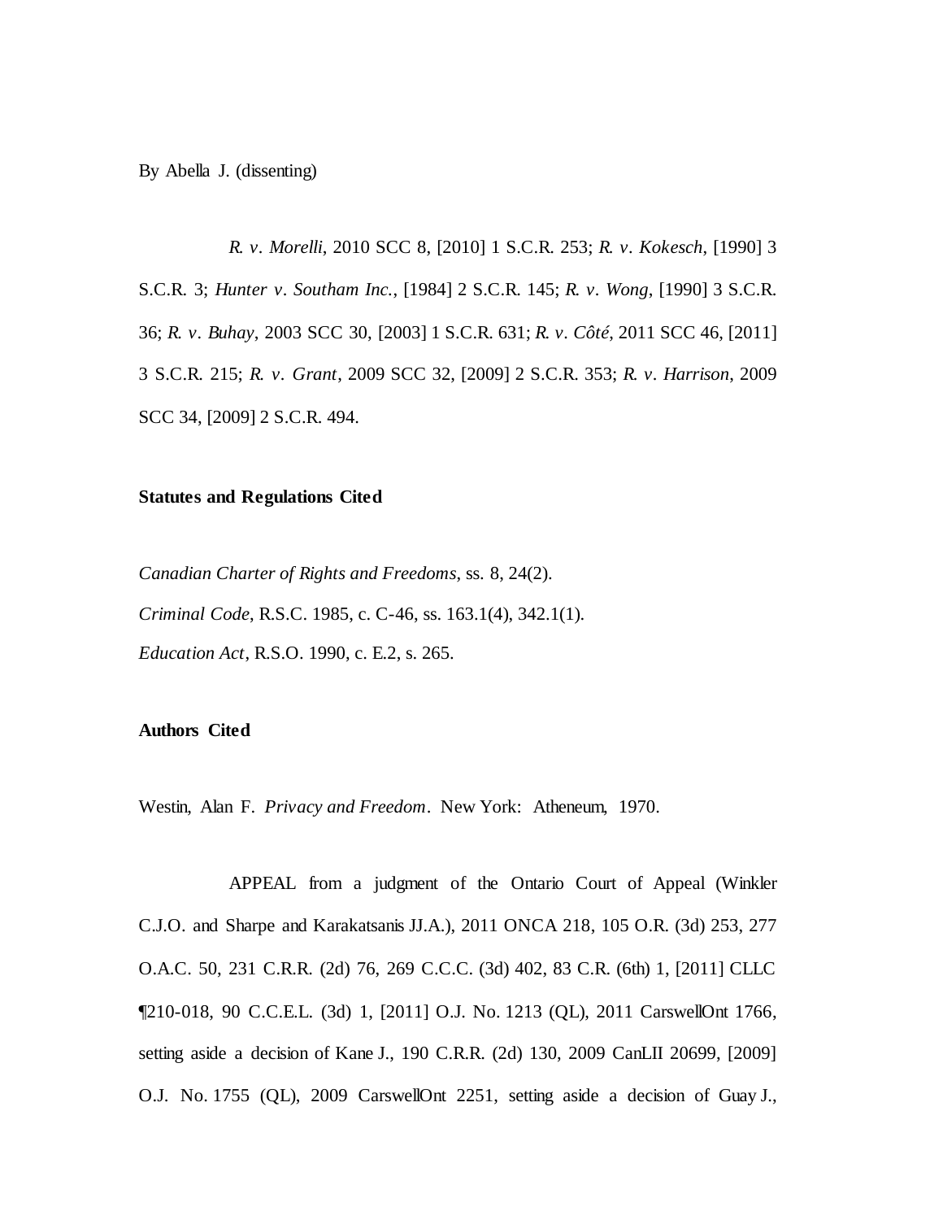By Abella J. (dissenting)

*R. v. Morelli*, 2010 SCC 8, [2010] 1 S.C.R. 253; *R. v. Kokesch*, [1990] 3 S.C.R. 3; *Hunter v. Southam Inc.*, [1984] 2 S.C.R. 145; *R. v. Wong*, [1990] 3 S.C.R. 36; *R. v. Buhay*, 2003 SCC 30, [2003] 1 S.C.R. 631; *R. v. Côté*, 2011 SCC 46, [2011] 3 S.C.R. 215; *R. v. Grant*, 2009 SCC 32, [2009] 2 S.C.R. 353; *R. v. Harrison*, 2009 SCC 34, [2009] 2 S.C.R. 494.

**Statutes and Regulations Cited**

*Canadian Charter of Rights and Freedoms*, ss. 8, 24(2).

*Criminal Code*, R.S.C. 1985, c. C-46, ss. 163.1(4), 342.1(1).

*Education Act*, R.S.O. 1990, c. E.2, s. 265.

**Authors Cited**

Westin, Alan F. *Privacy and Freedom*. New York: Atheneum, 1970.

APPEAL from a judgment of the Ontario Court of Appeal (Winkler C.J.O. and Sharpe and Karakatsanis JJ.A.), 2011 ONCA 218, 105 O.R. (3d) 253, 277 O.A.C. 50, 231 C.R.R. (2d) 76, 269 C.C.C. (3d) 402, 83 C.R. (6th) 1, [2011] CLLC ¶210-018, 90 C.C.E.L. (3d) 1, [2011] O.J. No. 1213 (QL), 2011 CarswellOnt 1766, setting aside a decision of Kane J., 190 C.R.R. (2d) 130, 2009 CanLII 20699, [2009] O.J. No. 1755 (QL), 2009 CarswellOnt 2251, setting aside a decision of Guay J.,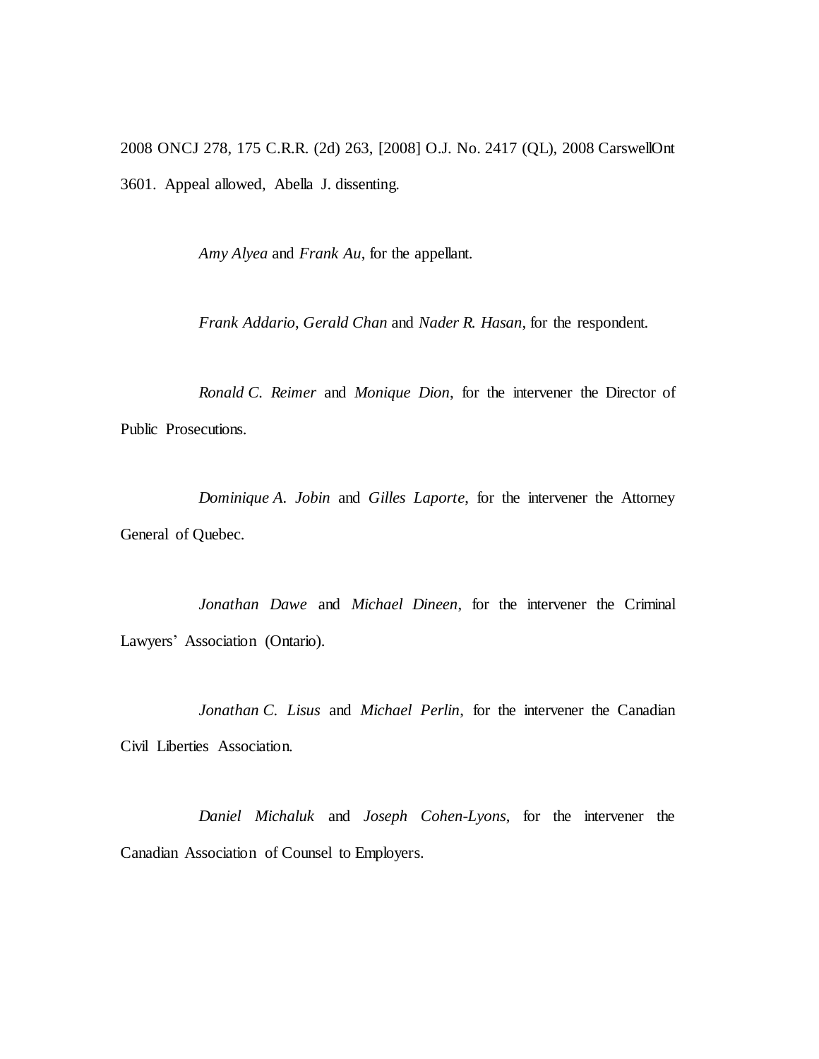2008 ONCJ 278, 175 C.R.R. (2d) 263, [2008] O.J. No. 2417 (QL), 2008 CarswellOnt 3601. Appeal allowed, Abella J. dissenting.

*Amy Alyea* and *Frank Au*, for the appellant.

*Frank Addario*, *Gerald Chan* and *Nader R. Hasan*, for the respondent.

*Ronald C. Reimer* and *Monique Dion*, for the intervener the Director of Public Prosecutions.

*Dominique A. Jobin* and *Gilles Laporte*, for the intervener the Attorney General of Quebec.

*Jonathan Dawe* and *Michael Dineen*, for the intervener the Criminal Lawyers' Association (Ontario).

*Jonathan C. Lisus* and *Michael Perlin*, for the intervener the Canadian Civil Liberties Association.

*Daniel Michaluk* and *Joseph Cohen-Lyons*, for the intervener the Canadian Association of Counsel to Employers.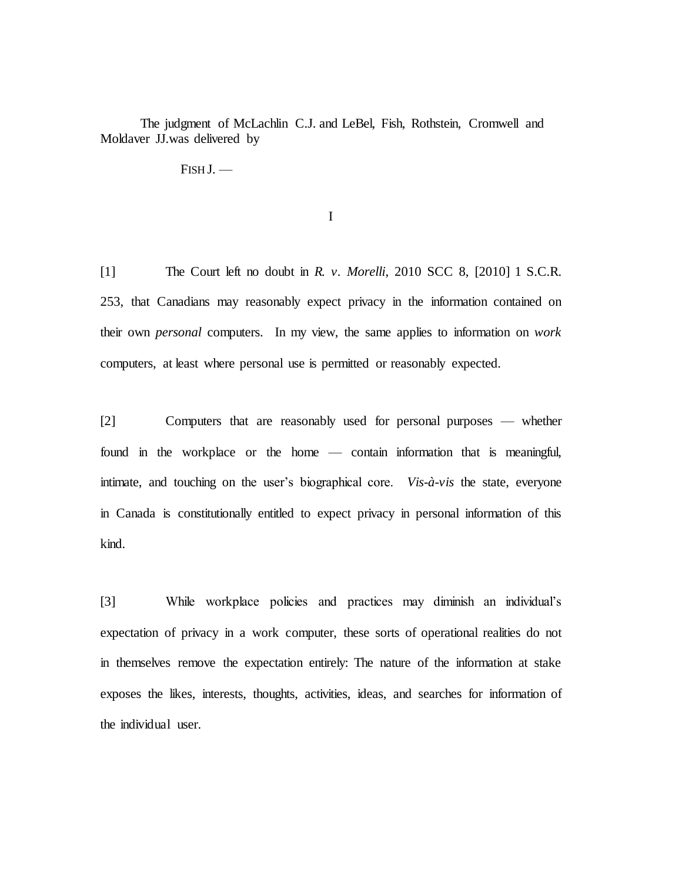The judgment of McLachlin C.J. and LeBel, Fish, Rothstein, Cromwell and Moldaver JJ.was delivered by

FISH J. —

I

[1] The Court left no doubt in *R. v. Morelli*, 2010 SCC 8, [2010] 1 S.C.R. 253, that Canadians may reasonably expect privacy in the information contained on their own *personal* computers. In my view, the same applies to information on *work* computers, at least where personal use is permitted or reasonably expected.

[2] Computers that are reasonably used for personal purposes — whether found in the workplace or the home — contain information that is meaningful, intimate, and touching on the user's biographical core. *Vis-à-vis* the state, everyone in Canada is constitutionally entitled to expect privacy in personal information of this kind.

[3] While workplace policies and practices may diminish an individual's expectation of privacy in a work computer, these sorts of operational realities do not in themselves remove the expectation entirely: The nature of the information at stake exposes the likes, interests, thoughts, activities, ideas, and searches for information of the individual user.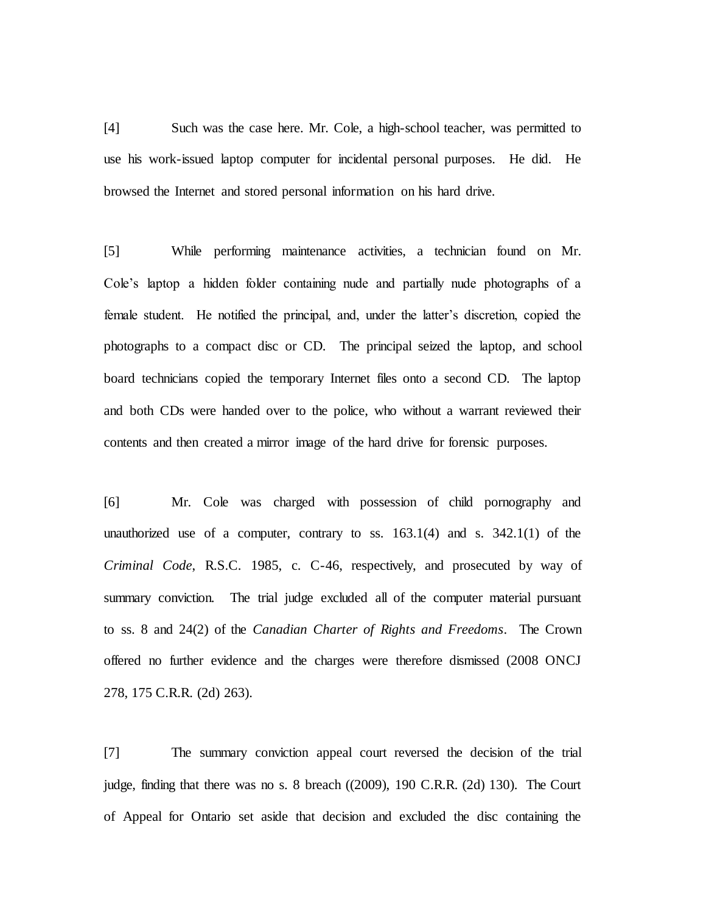[4] Such was the case here. Mr. Cole, a high-school teacher, was permitted to use his work-issued laptop computer for incidental personal purposes. He did. He browsed the Internet and stored personal information on his hard drive.

[5] While performing maintenance activities, a technician found on Mr. Cole's laptop a hidden folder containing nude and partially nude photographs of a female student. He notified the principal, and, under the latter's discretion, copied the photographs to a compact disc or CD. The principal seized the laptop, and school board technicians copied the temporary Internet files onto a second CD. The laptop and both CDs were handed over to the police, who without a warrant reviewed their contents and then created a mirror image of the hard drive for forensic purposes.

[6] Mr. Cole was charged with possession of child pornography and unauthorized use of a computer, contrary to ss. 163.1(4) and s. 342.1(1) of the *Criminal Code*, R.S.C. 1985, c. C-46, respectively, and prosecuted by way of summary conviction. The trial judge excluded all of the computer material pursuant to ss. 8 and 24(2) of the *Canadian Charter of Rights and Freedoms*. The Crown offered no further evidence and the charges were therefore dismissed (2008 ONCJ 278, 175 C.R.R. (2d) 263).

[7] The summary conviction appeal court reversed the decision of the trial judge, finding that there was no s. 8 breach ((2009), 190 C.R.R. (2d) 130). The Court of Appeal for Ontario set aside that decision and excluded the disc containing the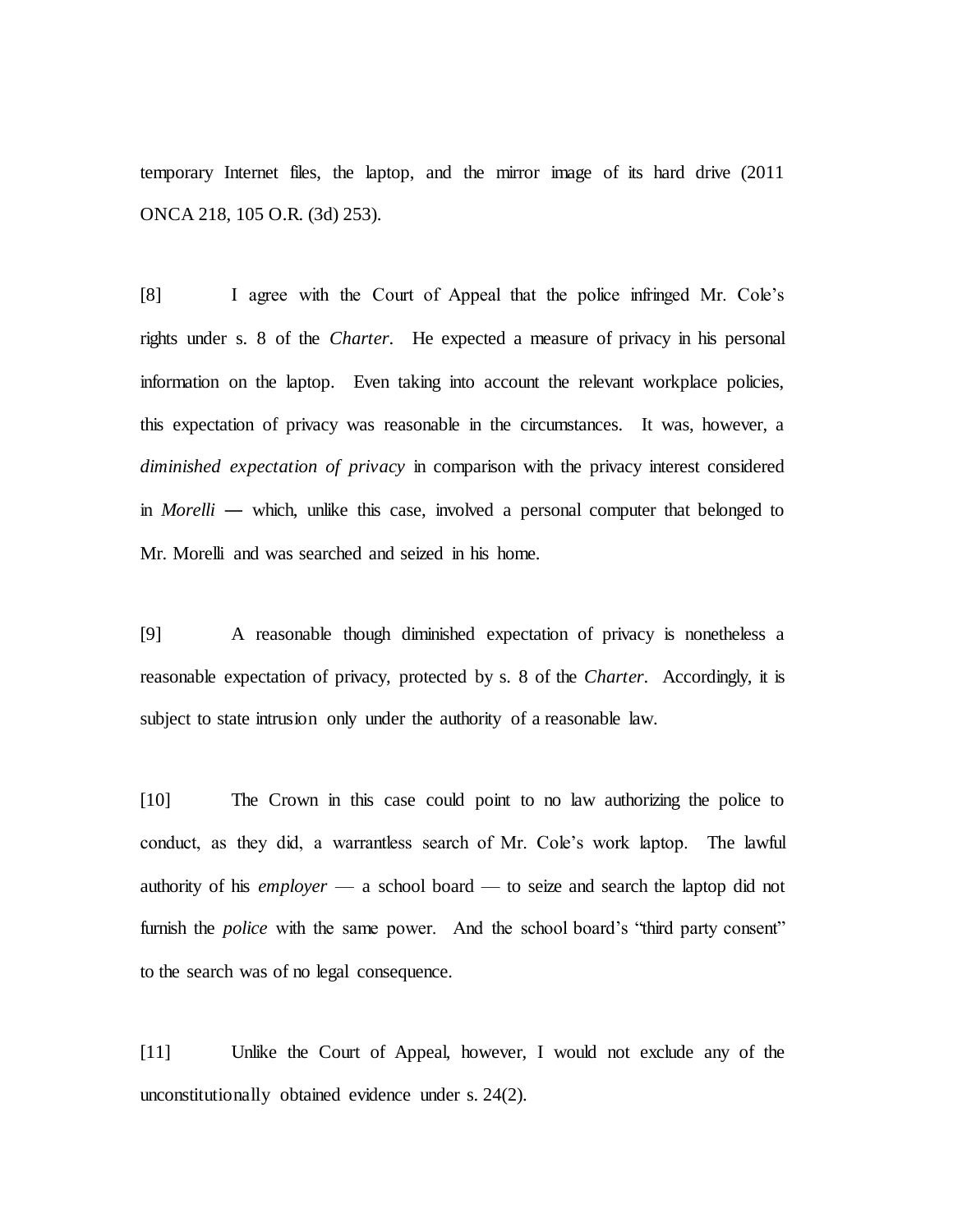temporary Internet files, the laptop, and the mirror image of its hard drive (2011 ONCA 218, 105 O.R. (3d) 253).

[8] I agree with the Court of Appeal that the police infringed Mr. Cole's rights under s. 8 of the *Charter*. He expected a measure of privacy in his personal information on the laptop. Even taking into account the relevant workplace policies, this expectation of privacy was reasonable in the circumstances. It was, however, a *diminished expectation of privacy* in comparison with the privacy interest considered in *Morelli* — which, unlike this case, involved a personal computer that belonged to Mr. Morelli and was searched and seized in his home.

[9] A reasonable though diminished expectation of privacy is nonetheless a reasonable expectation of privacy, protected by s. 8 of the *Charter*. Accordingly, it is subject to state intrusion only under the authority of a reasonable law.

[10] The Crown in this case could point to no law authorizing the police to conduct, as they did, a warrantless search of Mr. Cole's work laptop. The lawful authority of his *employer* — a school board — to seize and search the laptop did not furnish the *police* with the same power. And the school board's "third party consent" to the search was of no legal consequence.

[11] Unlike the Court of Appeal, however, I would not exclude any of the unconstitutionally obtained evidence under s. 24(2).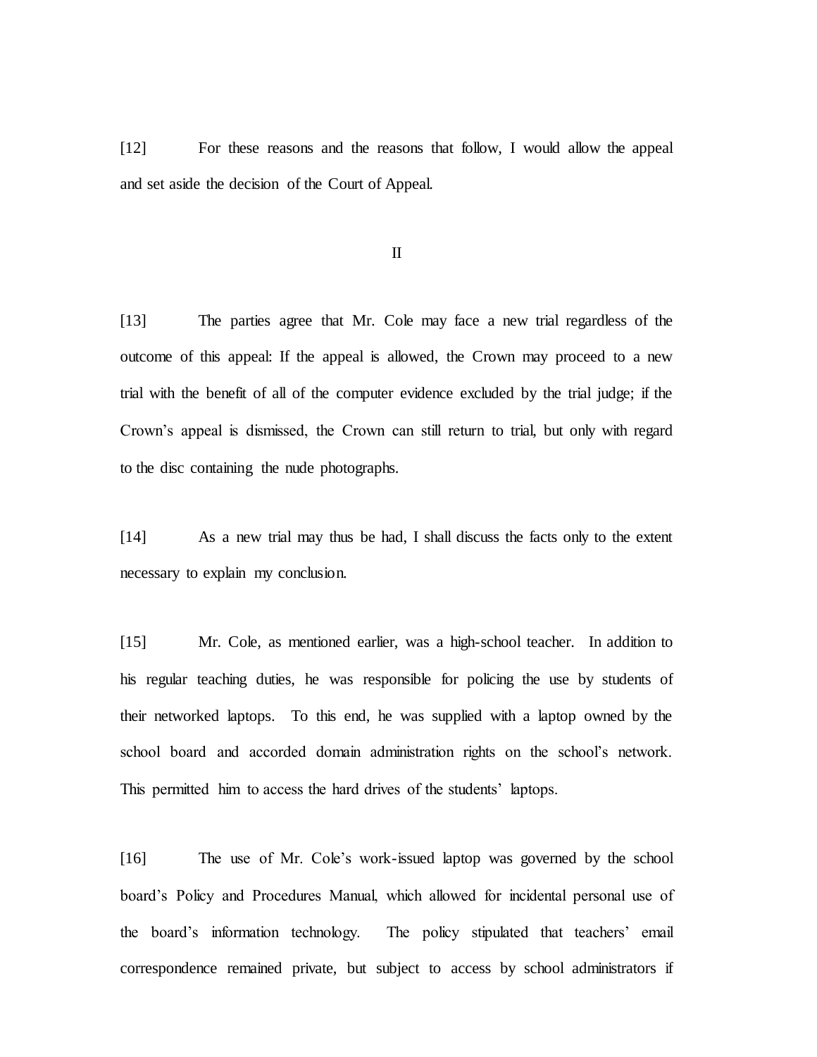[12] For these reasons and the reasons that follow, I would allow the appeal and set aside the decision of the Court of Appeal.

## II

[13] The parties agree that Mr. Cole may face a new trial regardless of the outcome of this appeal: If the appeal is allowed, the Crown may proceed to a new trial with the benefit of all of the computer evidence excluded by the trial judge; if the Crown's appeal is dismissed, the Crown can still return to trial, but only with regard to the disc containing the nude photographs.

[14] As a new trial may thus be had, I shall discuss the facts only to the extent necessary to explain my conclusion.

[15] Mr. Cole, as mentioned earlier, was a high-school teacher. In addition to his regular teaching duties, he was responsible for policing the use by students of their networked laptops. To this end, he was supplied with a laptop owned by the school board and accorded domain administration rights on the school's network. This permitted him to access the hard drives of the students' laptops.

[16] The use of Mr. Cole's work-issued laptop was governed by the school board's Policy and Procedures Manual, which allowed for incidental personal use of the board's information technology. The policy stipulated that teachers' email correspondence remained private, but subject to access by school administrators if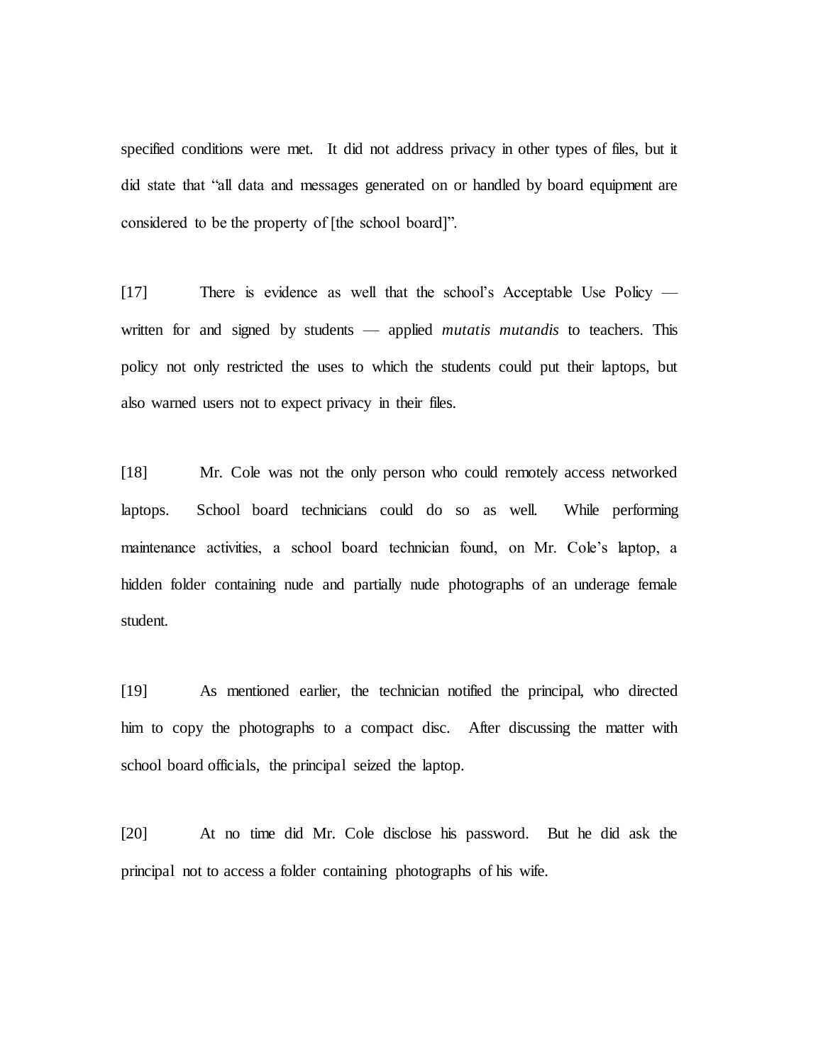specified conditions were met. It did not address privacy in other types of files, but it did state that "all data and messages generated on or handled by board equipment are considered to be the property of [the school board]".

[17] There is evidence as well that the school's Acceptable Use Policy — written for and signed by students — applied *mutatis mutandis* to teachers. This policy not only restricted the uses to which the students could put their laptops, but also warned users not to expect privacy in their files.

[18] Mr. Cole was not the only person who could remotely access networked laptops. School board technicians could do so as well. While performing maintenance activities, a school board technician found, on Mr. Cole's laptop, a hidden folder containing nude and partially nude photographs of an underage female student.

[19] As mentioned earlier, the technician notified the principal, who directed him to copy the photographs to a compact disc. After discussing the matter with school board officials, the principal seized the laptop.

[20] At no time did Mr. Cole disclose his password. But he did ask the principal not to access a folder containing photographs of his wife.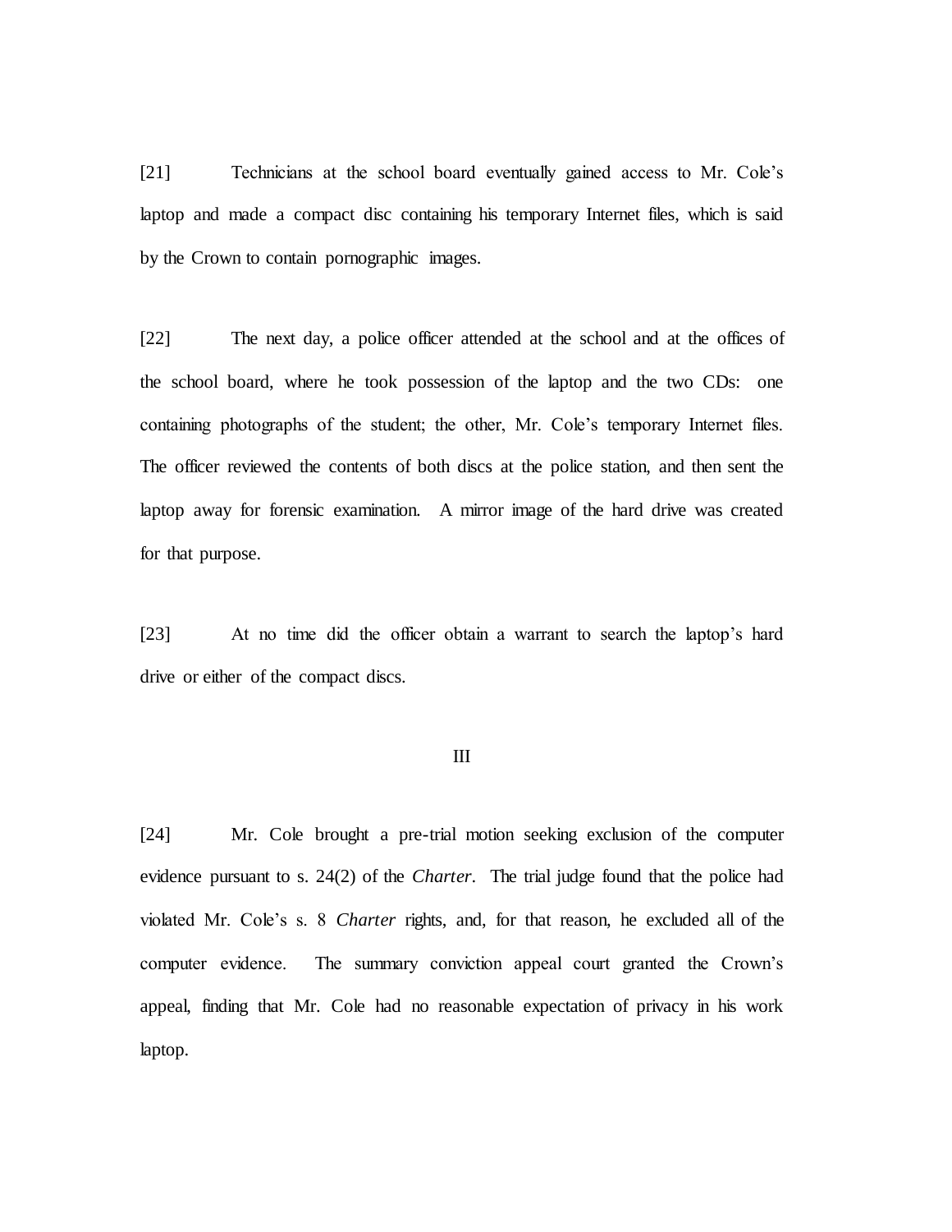[21] Technicians at the school board eventually gained access to Mr. Cole's laptop and made a compact disc containing his temporary Internet files, which is said by the Crown to contain pornographic images.

[22] The next day, a police officer attended at the school and at the offices of the school board, where he took possession of the laptop and the two CDs: one containing photographs of the student; the other, Mr. Cole's temporary Internet files. The officer reviewed the contents of both discs at the police station, and then sent the laptop away for forensic examination. A mirror image of the hard drive was created for that purpose.

[23] At no time did the officer obtain a warrant to search the laptop's hard drive or either of the compact discs.

## III

[24] Mr. Cole brought a pre-trial motion seeking exclusion of the computer evidence pursuant to s. 24(2) of the *Charter*. The trial judge found that the police had violated Mr. Cole's s. 8 *Charter* rights, and, for that reason, he excluded all of the computer evidence. The summary conviction appeal court granted the Crown's appeal, finding that Mr. Cole had no reasonable expectation of privacy in his work laptop.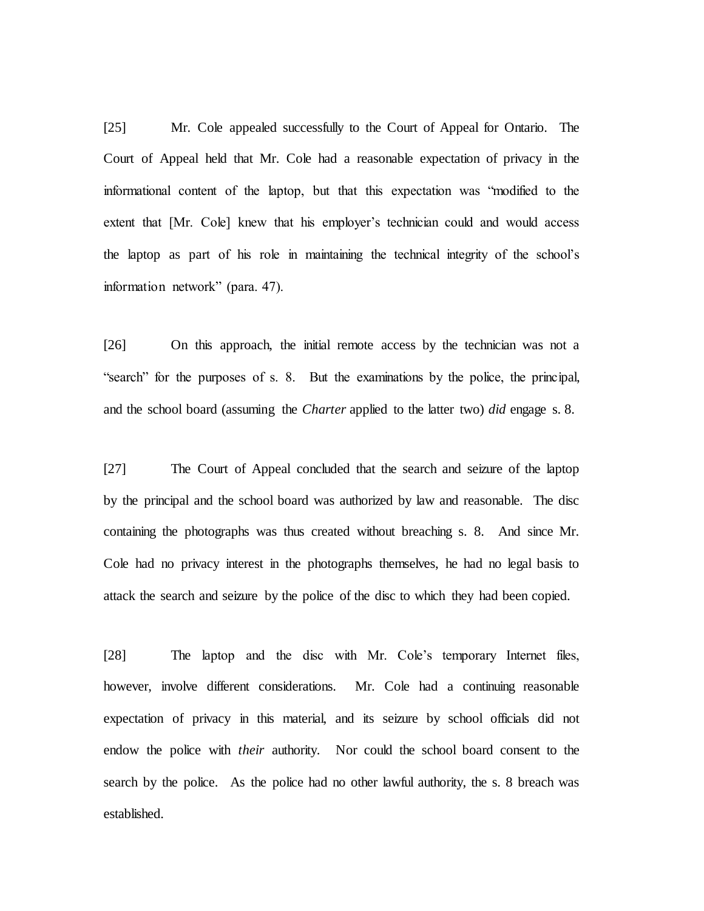[25] Mr. Cole appealed successfully to the Court of Appeal for Ontario. The Court of Appeal held that Mr. Cole had a reasonable expectation of privacy in the informational content of the laptop, but that this expectation was "modified to the extent that [Mr. Cole] knew that his employer's technician could and would access the laptop as part of his role in maintaining the technical integrity of the school's information network" (para. 47).

[26] On this approach, the initial remote access by the technician was not a "search" for the purposes of s. 8. But the examinations by the police, the principal, and the school board (assuming the *Charter* applied to the latter two) *did* engage s. 8.

[27] The Court of Appeal concluded that the search and seizure of the laptop by the principal and the school board was authorized by law and reasonable. The disc containing the photographs was thus created without breaching s. 8. And since Mr. Cole had no privacy interest in the photographs themselves, he had no legal basis to attack the search and seizure by the police of the disc to which they had been copied.

[28] The laptop and the disc with Mr. Cole's temporary Internet files, however, involve different considerations. Mr. Cole had a continuing reasonable expectation of privacy in this material, and its seizure by school officials did not endow the police with *their* authority. Nor could the school board consent to the search by the police. As the police had no other lawful authority, the s. 8 breach was established.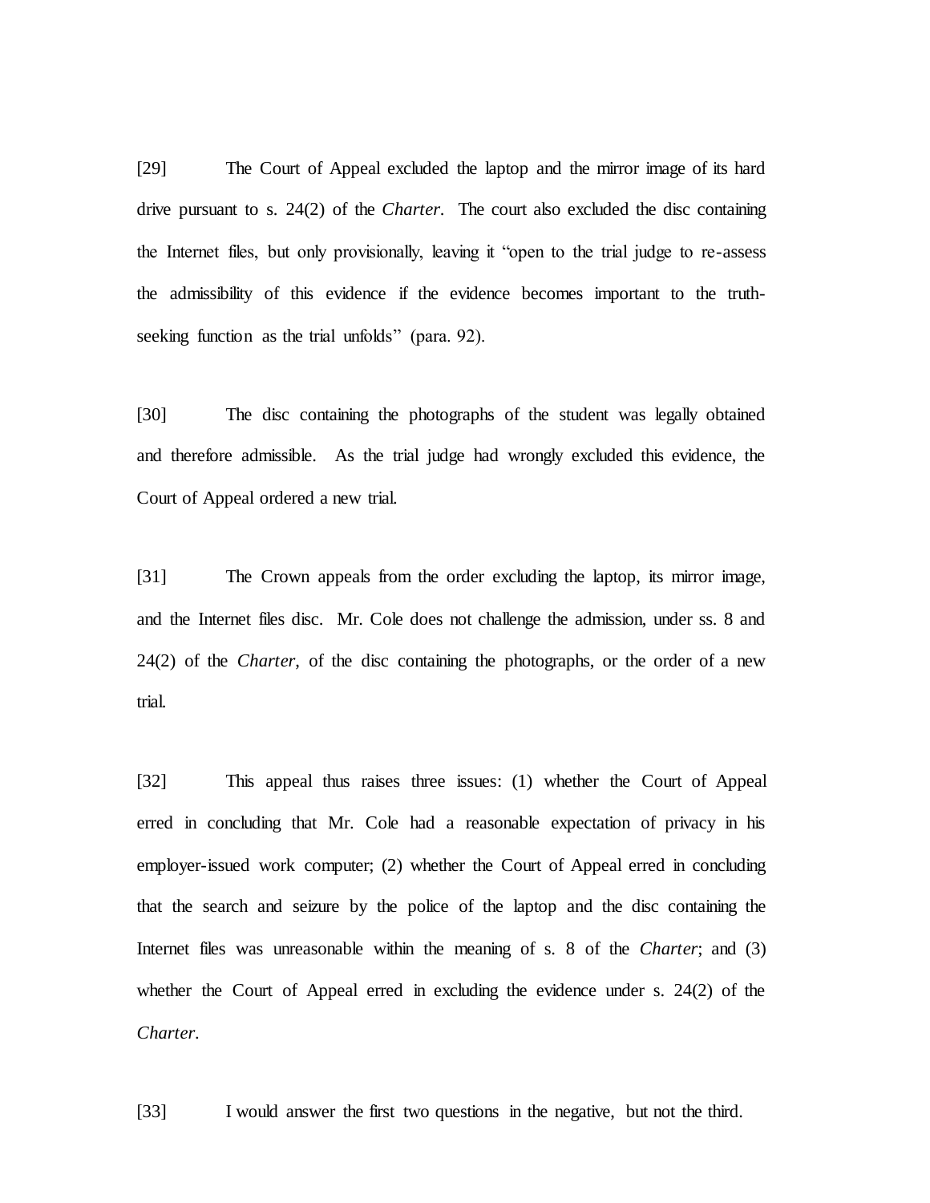[29] The Court of Appeal excluded the laptop and the mirror image of its hard drive pursuant to s. 24(2) of the *Charter*. The court also excluded the disc containing the Internet files, but only provisionally, leaving it "open to the trial judge to re-assess the admissibility of this evidence if the evidence becomes important to the truth-seeking function as the trial unfolds" (para. 92).

[30] The disc containing the photographs of the student was legally obtained and therefore admissible. As the trial judge had wrongly excluded this evidence, the Court of Appeal ordered a new trial.

[31] The Crown appeals from the order excluding the laptop, its mirror image, and the Internet files disc. Mr. Cole does not challenge the admission, under ss. 8 and 24(2) of the *Charter*, of the disc containing the photographs, or the order of a new trial.

[32] This appeal thus raises three issues: (1) whether the Court of Appeal erred in concluding that Mr. Cole had a reasonable expectation of privacy in his employer-issued work computer; (2) whether the Court of Appeal erred in concluding that the search and seizure by the police of the laptop and the disc containing the Internet files was unreasonable within the meaning of s. 8 of the *Charter*; and (3) whether the Court of Appeal erred in excluding the evidence under s. 24(2) of the *Charter*.

[33] I would answer the first two questions in the negative, but not the third.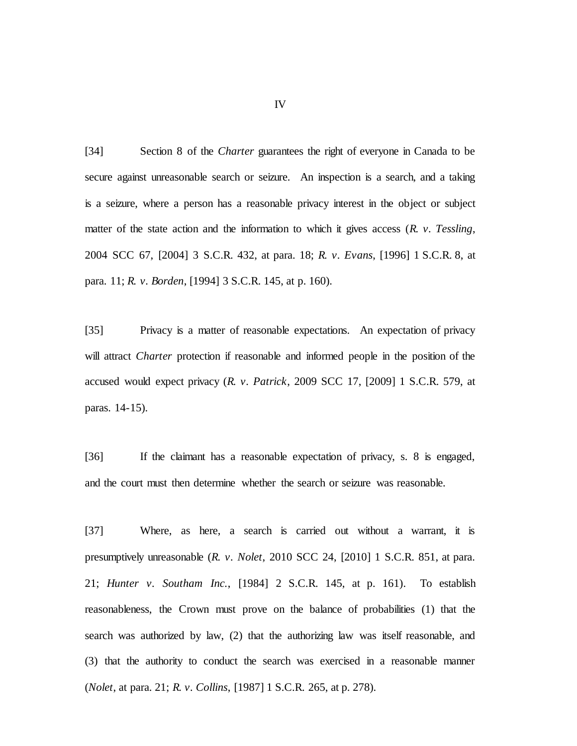## IV

[34] Section 8 of the *Charter* guarantees the right of everyone in Canada to be secure against unreasonable search or seizure. An inspection is a search, and a taking is a seizure, where a person has a reasonable privacy interest in the object or subject matter of the state action and the information to which it gives access (*R. v. Tessling*, 2004 SCC 67, [2004] 3 S.C.R. 432, at para. 18; *R. v. Evans*, [1996] 1 S.C.R. 8, at para. 11; *R. v. Borden*, [1994] 3 S.C.R. 145, at p. 160).

[35] Privacy is a matter of reasonable expectations. An expectation of privacy will attract *Charter* protection if reasonable and informed people in the position of the accused would expect privacy (*R. v. Patrick*, 2009 SCC 17, [2009] 1 S.C.R. 579, at paras. 14-15).

[36] If the claimant has a reasonable expectation of privacy, s. 8 is engaged, and the court must then determine whether the search or seizure was reasonable.

[37] Where, as here, a search is carried out without a warrant, it is presumptively unreasonable (*R. v. Nolet*, 2010 SCC 24, [2010] 1 S.C.R. 851, at para. 21; *Hunter v. Southam Inc.*, [1984] 2 S.C.R. 145, at p. 161). To establish reasonableness, the Crown must prove on the balance of probabilities (1) that the search was authorized by law, (2) that the authorizing law was itself reasonable, and (3) that the authority to conduct the search was exercised in a reasonable manner (*Nolet*, at para. 21; *R. v. Collins*, [1987] 1 S.C.R. 265, at p. 278).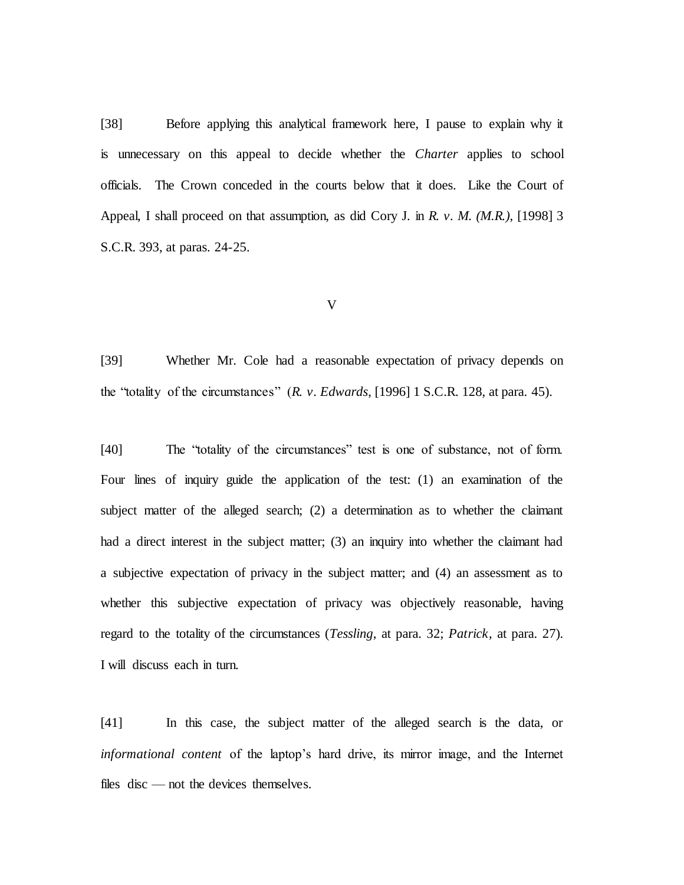[38] Before applying this analytical framework here, I pause to explain why it is unnecessary on this appeal to decide whether the *Charter* applies to school officials. The Crown conceded in the courts below that it does. Like the Court of Appeal, I shall proceed on that assumption, as did Cory J. in *R. v. M. (M.R.)*, [1998] 3 S.C.R. 393, at paras. 24-25.

## V

[39] Whether Mr. Cole had a reasonable expectation of privacy depends on the "totality of the circumstances" (*R. v. Edwards*, [1996] 1 S.C.R. 128, at para. 45).

[40] The "totality of the circumstances" test is one of substance, not of form. Four lines of inquiry guide the application of the test: (1) an examination of the subject matter of the alleged search; (2) a determination as to whether the claimant had a direct interest in the subject matter; (3) an inquiry into whether the claimant had a subjective expectation of privacy in the subject matter; and (4) an assessment as to whether this subjective expectation of privacy was objectively reasonable, having regard to the totality of the circumstances (*Tessling*, at para. 32; *Patrick*, at para. 27). I will discuss each in turn.

[41] In this case, the subject matter of the alleged search is the data, or *informational content* of the laptop's hard drive, its mirror image, and the Internet files disc — not the devices themselves.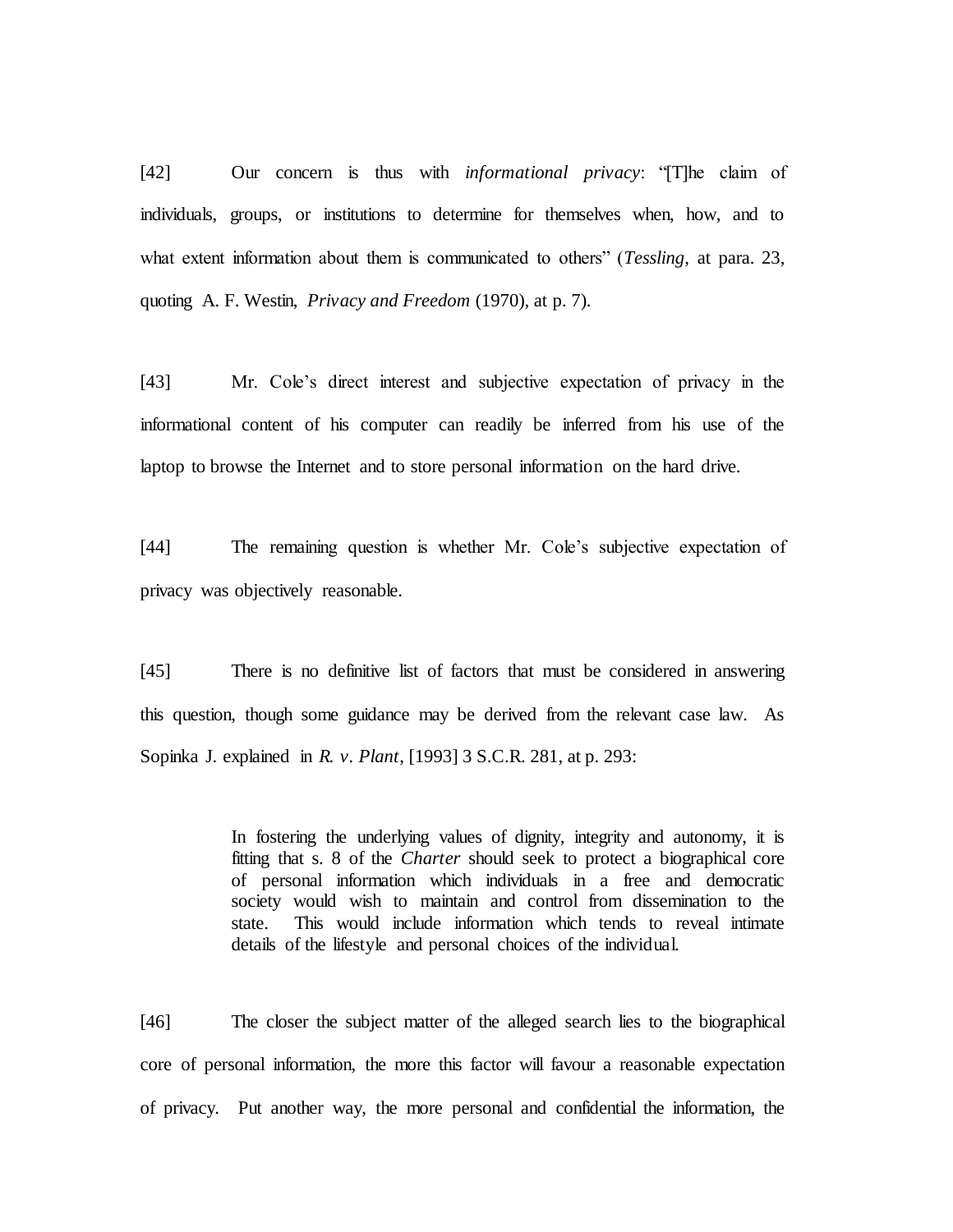[42] Our concern is thus with *informational privacy*: "[T]he claim of individuals, groups, or institutions to determine for themselves when, how, and to what extent information about them is communicated to others" (*Tessling*, at para. 23, quoting A. F. Westin, *Privacy and Freedom* (1970), at p. 7).

[43] Mr. Cole's direct interest and subjective expectation of privacy in the informational content of his computer can readily be inferred from his use of the laptop to browse the Internet and to store personal information on the hard drive.

[44] The remaining question is whether Mr. Cole's subjective expectation of privacy was objectively reasonable.

[45] There is no definitive list of factors that must be considered in answering this question, though some guidance may be derived from the relevant case law. As Sopinka J. explained in *R. v. Plant*, [1993] 3 S.C.R. 281, at p. 293:

> In fostering the underlying values of dignity, integrity and autonomy, it is fitting that s. 8 of the *Charter* should seek to protect a biographical core of personal information which individuals in a free and democratic society would wish to maintain and control from dissemination to the state. This would include information which tends to reveal intimate details of the lifestyle and personal choices of the individual.

[46] The closer the subject matter of the alleged search lies to the biographical core of personal information, the more this factor will favour a reasonable expectation of privacy. Put another way, the more personal and confidential the information, the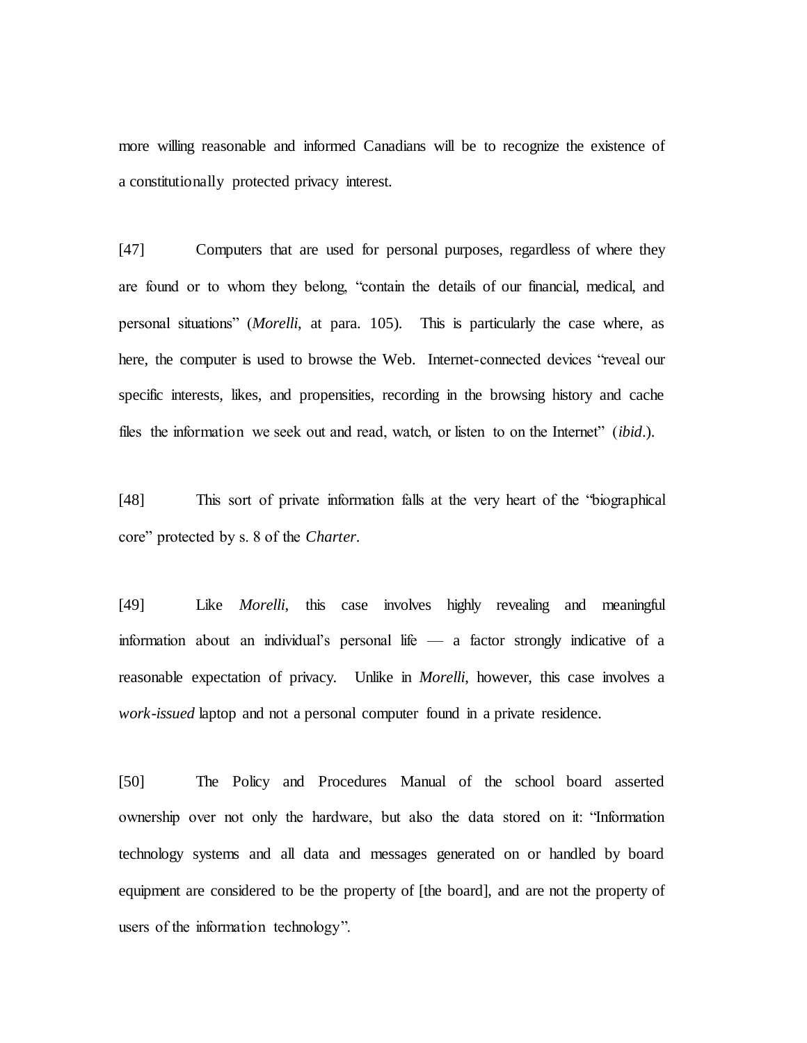more willing reasonable and informed Canadians will be to recognize the existence of a constitutionally protected privacy interest.

[47] Computers that are used for personal purposes, regardless of where they are found or to whom they belong, "contain the details of our financial, medical, and personal situations" (*Morelli*, at para. 105). This is particularly the case where, as here, the computer is used to browse the Web. Internet-connected devices "reveal our specific interests, likes, and propensities, recording in the browsing history and cache files the information we seek out and read, watch, or listen to on the Internet" (*ibid*.).

[48] This sort of private information falls at the very heart of the "biographical core" protected by s. 8 of the *Charter*.

[49] Like *Morelli*, this case involves highly revealing and meaningful information about an individual's personal life — a factor strongly indicative of a reasonable expectation of privacy. Unlike in *Morelli*, however, this case involves a *work-issued* laptop and not a personal computer found in a private residence.

[50] The Policy and Procedures Manual of the school board asserted ownership over not only the hardware, but also the data stored on it: "Information technology systems and all data and messages generated on or handled by board equipment are considered to be the property of [the board], and are not the property of users of the information technology".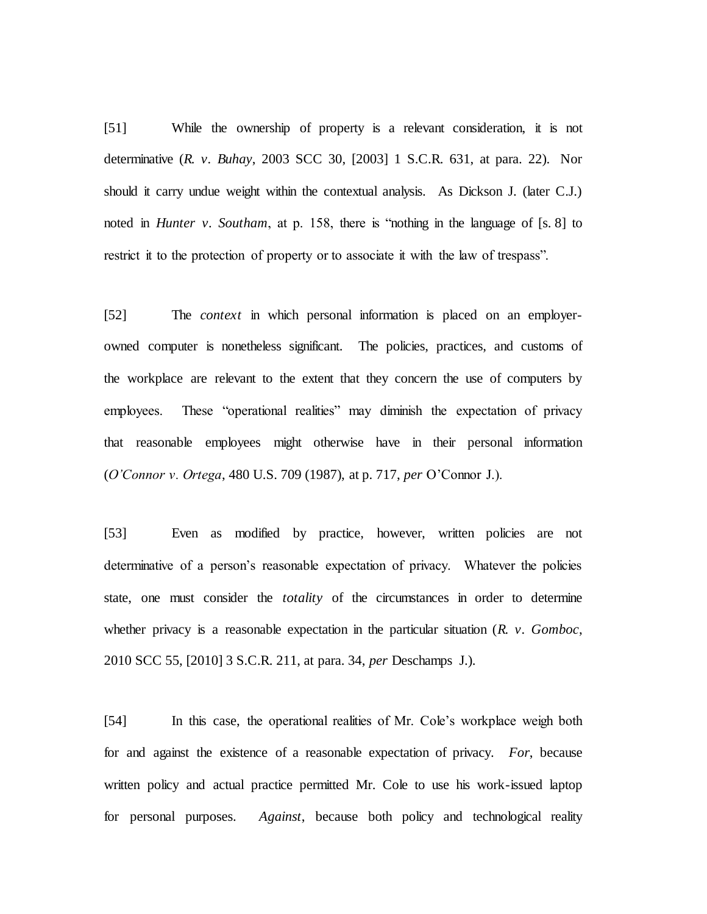[51] While the ownership of property is a relevant consideration, it is not determinative (*R. v. Buhay*, 2003 SCC 30, [2003] 1 S.C.R. 631, at para. 22). Nor should it carry undue weight within the contextual analysis. As Dickson J. (later C.J.) noted in *Hunter v. Southam*, at p. 158, there is "nothing in the language of [s. 8] to restrict it to the protection of property or to associate it with the law of trespass".

[52] The *context* in which personal information is placed on an employer-owned computer is nonetheless significant. The policies, practices, and customs of the workplace are relevant to the extent that they concern the use of computers by employees. These "operational realities" may diminish the expectation of privacy that reasonable employees might otherwise have in their personal information (*O'Connor v. Ortega*, 480 U.S. 709 (1987), at p. 717, *per* O'Connor J.).

[53] Even as modified by practice, however, written policies are not determinative of a person's reasonable expectation of privacy. Whatever the policies state, one must consider the *totality* of the circumstances in order to determine whether privacy is a reasonable expectation in the particular situation (*R. v. Gomboc*, 2010 SCC 55, [2010] 3 S.C.R. 211, at para. 34, *per* Deschamps J.).

[54] In this case, the operational realities of Mr. Cole's workplace weigh both for and against the existence of a reasonable expectation of privacy. *For*, because written policy and actual practice permitted Mr. Cole to use his work-issued laptop for personal purposes. *Against*, because both policy and technological reality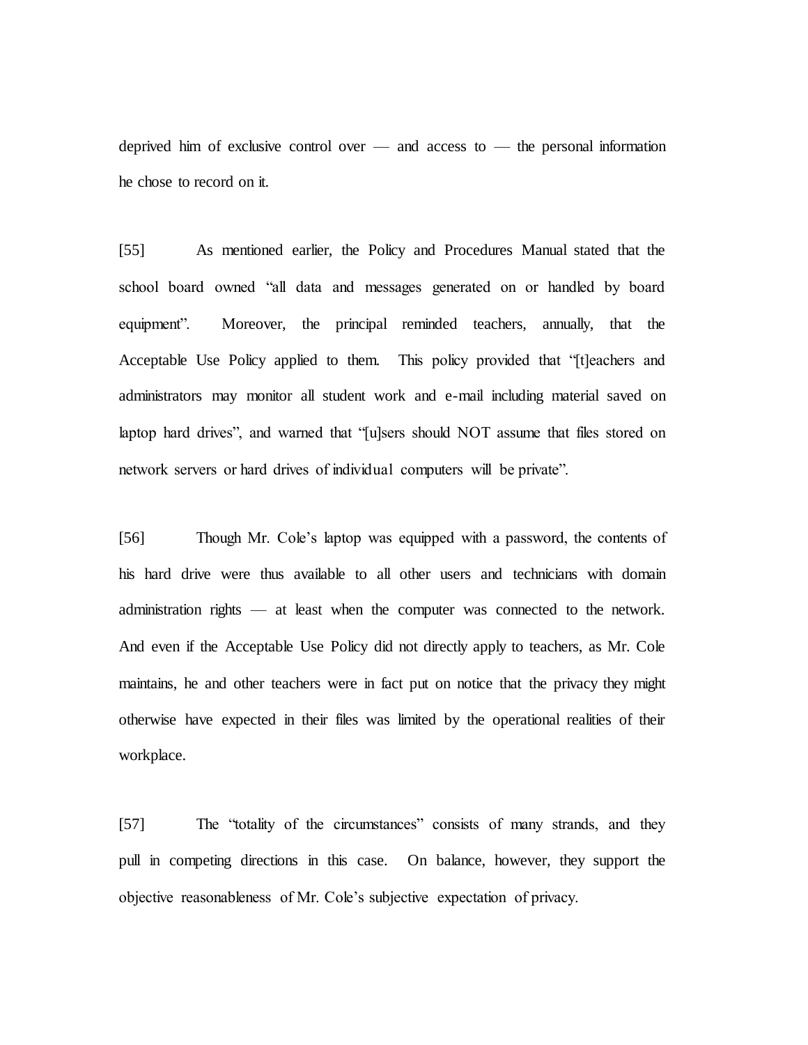deprived him of exclusive control over — and access to — the personal information he chose to record on it.

[55] As mentioned earlier, the Policy and Procedures Manual stated that the school board owned "all data and messages generated on or handled by board equipment". Moreover, the principal reminded teachers, annually, that the Acceptable Use Policy applied to them. This policy provided that "[t]eachers and administrators may monitor all student work and e-mail including material saved on laptop hard drives", and warned that "[u]sers should NOT assume that files stored on network servers or hard drives of individual computers will be private".

[56] Though Mr. Cole's laptop was equipped with a password, the contents of his hard drive were thus available to all other users and technicians with domain administration rights — at least when the computer was connected to the network. And even if the Acceptable Use Policy did not directly apply to teachers, as Mr. Cole maintains, he and other teachers were in fact put on notice that the privacy they might otherwise have expected in their files was limited by the operational realities of their workplace.

[57] The "totality of the circumstances" consists of many strands, and they pull in competing directions in this case. On balance, however, they support the objective reasonableness of Mr. Cole's subjective expectation of privacy.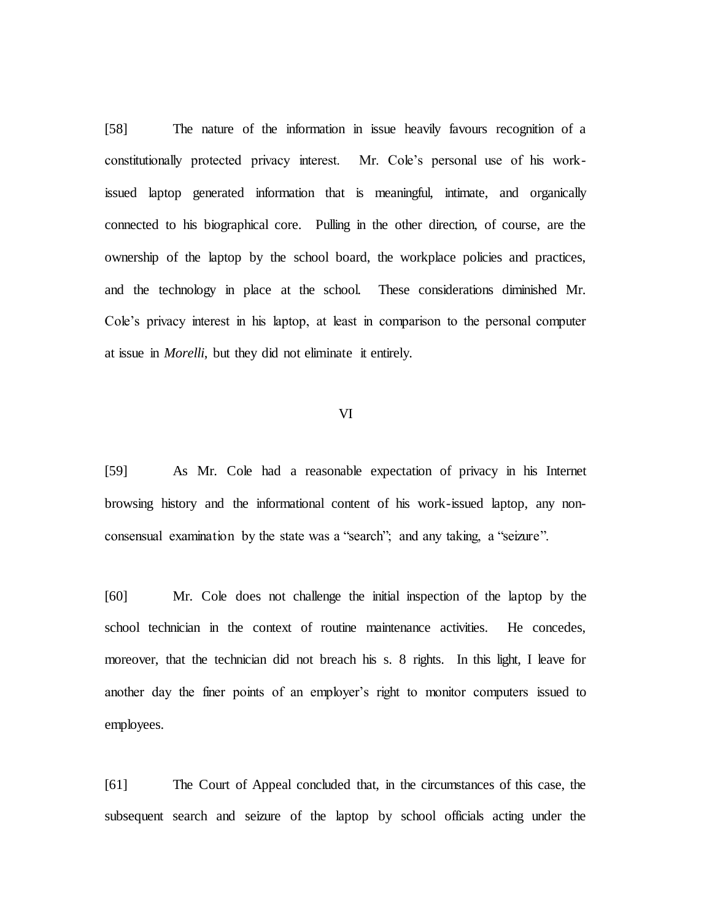[58] The nature of the information in issue heavily favours recognition of a constitutionally protected privacy interest. Mr. Cole's personal use of his work-issued laptop generated information that is meaningful, intimate, and organically connected to his biographical core. Pulling in the other direction, of course, are the ownership of the laptop by the school board, the workplace policies and practices, and the technology in place at the school. These considerations diminished Mr. Cole's privacy interest in his laptop, at least in comparison to the personal computer at issue in *Morelli*, but they did not eliminate it entirely.

## VI

[59] As Mr. Cole had a reasonable expectation of privacy in his Internet browsing history and the informational content of his work-issued laptop, any non-consensual examination by the state was a "search"; and any taking, a "seizure".

[60] Mr. Cole does not challenge the initial inspection of the laptop by the school technician in the context of routine maintenance activities. He concedes, moreover, that the technician did not breach his s. 8 rights. In this light, I leave for another day the finer points of an employer's right to monitor computers issued to employees.

[61] The Court of Appeal concluded that, in the circumstances of this case, the subsequent search and seizure of the laptop by school officials acting under the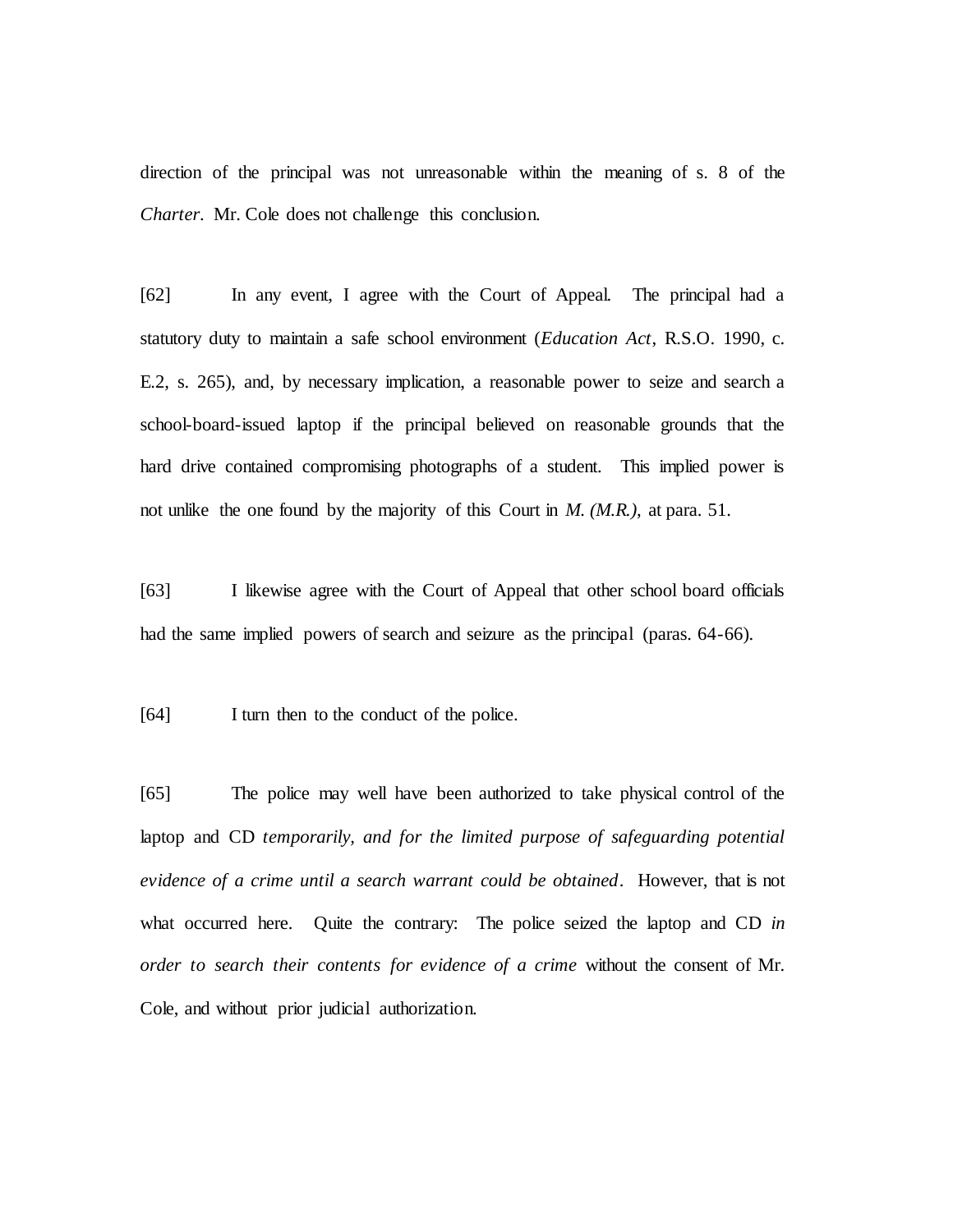direction of the principal was not unreasonable within the meaning of s. 8 of the *Charter*. Mr. Cole does not challenge this conclusion.

[62] In any event, I agree with the Court of Appeal. The principal had a statutory duty to maintain a safe school environment (*Education Act*, R.S.O. 1990, c. E.2, s. 265), and, by necessary implication, a reasonable power to seize and search a school-board-issued laptop if the principal believed on reasonable grounds that the hard drive contained compromising photographs of a student. This implied power is not unlike the one found by the majority of this Court in *M. (M.R.)*, at para. 51.

[63] I likewise agree with the Court of Appeal that other school board officials had the same implied powers of search and seizure as the principal (paras. 64-66).

[64] I turn then to the conduct of the police.

[65] The police may well have been authorized to take physical control of the laptop and CD *temporarily, and for the limited purpose of safeguarding potential evidence of a crime until a search warrant could be obtained*. However, that is not what occurred here. Quite the contrary: The police seized the laptop and CD *in order to search their contents for evidence of a crime* without the consent of Mr. Cole, and without prior judicial authorization.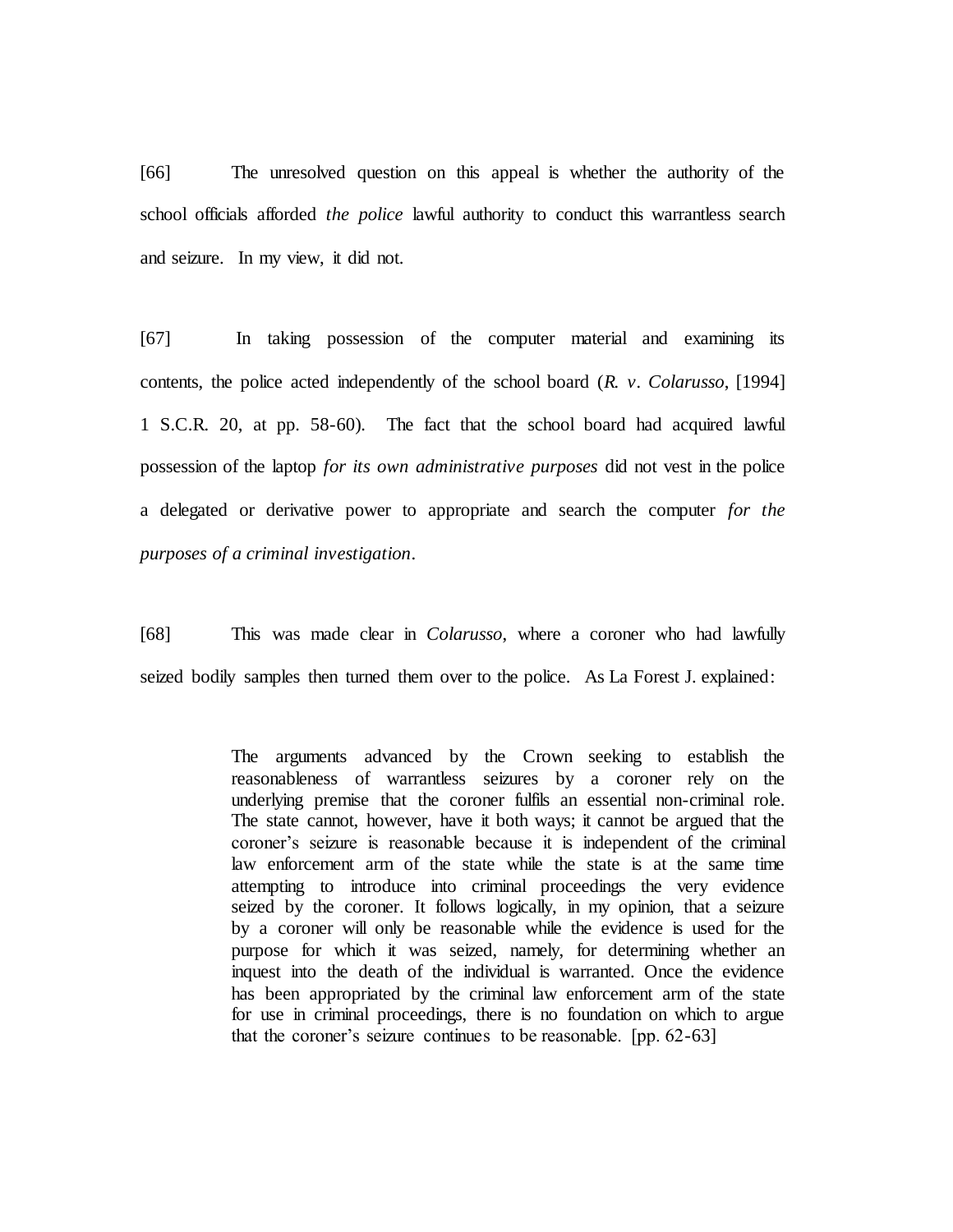[66] The unresolved question on this appeal is whether the authority of the school officials afforded *the police* lawful authority to conduct this warrantless search and seizure. In my view, it did not.

[67] In taking possession of the computer material and examining its contents, the police acted independently of the school board (*R. v. Colarusso*, [1994] 1 S.C.R. 20, at pp. 58-60). The fact that the school board had acquired lawful possession of the laptop *for its own administrative purposes* did not vest in the police a delegated or derivative power to appropriate and search the computer *for the purposes of a criminal investigation*.

[68] This was made clear in *Colarusso*, where a coroner who had lawfully seized bodily samples then turned them over to the police. As La Forest J. explained:

> The arguments advanced by the Crown seeking to establish the reasonableness of warrantless seizures by a coroner rely on the underlying premise that the coroner fulfils an essential non-criminal role. The state cannot, however, have it both ways; it cannot be argued that the coroner's seizure is reasonable because it is independent of the criminal law enforcement arm of the state while the state is at the same time attempting to introduce into criminal proceedings the very evidence seized by the coroner. It follows logically, in my opinion, that a seizure by a coroner will only be reasonable while the evidence is used for the purpose for which it was seized, namely, for determining whether an inquest into the death of the individual is warranted. Once the evidence has been appropriated by the criminal law enforcement arm of the state for use in criminal proceedings, there is no foundation on which to argue that the coroner's seizure continues to be reasonable. [pp. 62-63]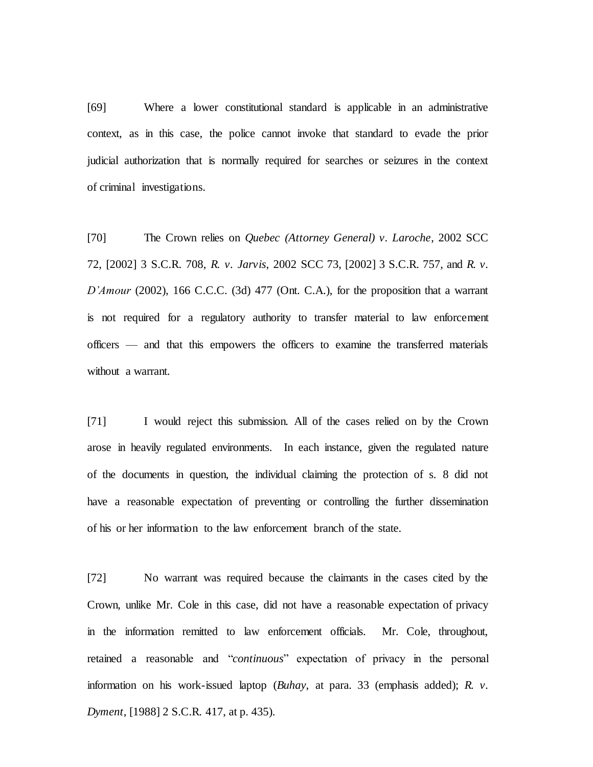[69] Where a lower constitutional standard is applicable in an administrative context, as in this case, the police cannot invoke that standard to evade the prior judicial authorization that is normally required for searches or seizures in the context of criminal investigations.

[70] The Crown relies on *Quebec (Attorney General) v. Laroche*, 2002 SCC 72, [2002] 3 S.C.R. 708, *R. v. Jarvis*, 2002 SCC 73, [2002] 3 S.C.R. 757, and *R. v. D'Amour* (2002), 166 C.C.C. (3d) 477 (Ont. C.A.), for the proposition that a warrant is not required for a regulatory authority to transfer material to law enforcement officers — and that this empowers the officers to examine the transferred materials without a warrant.

[71] I would reject this submission. All of the cases relied on by the Crown arose in heavily regulated environments. In each instance, given the regulated nature of the documents in question, the individual claiming the protection of s. 8 did not have a reasonable expectation of preventing or controlling the further dissemination of his or her information to the law enforcement branch of the state.

[72] No warrant was required because the claimants in the cases cited by the Crown, unlike Mr. Cole in this case, did not have a reasonable expectation of privacy in the information remitted to law enforcement officials. Mr. Cole, throughout, retained a reasonable and "*continuous*" expectation of privacy in the personal information on his work-issued laptop (*Buhay*, at para. 33 (emphasis added); *R. v. Dyment*, [1988] 2 S.C.R. 417, at p. 435).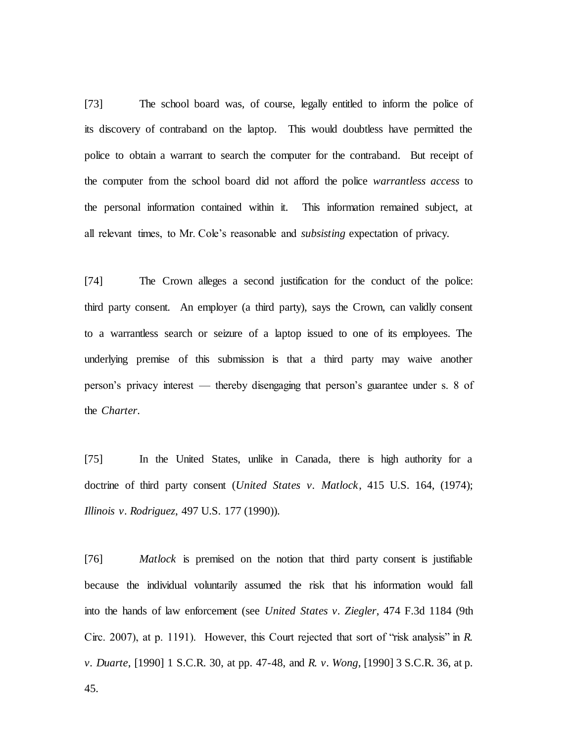[73] The school board was, of course, legally entitled to inform the police of its discovery of contraband on the laptop. This would doubtless have permitted the police to obtain a warrant to search the computer for the contraband. But receipt of the computer from the school board did not afford the police *warrantless access* to the personal information contained within it. This information remained subject, at all relevant times, to Mr. Cole's reasonable and *subsisting* expectation of privacy.

[74] The Crown alleges a second justification for the conduct of the police: third party consent. An employer (a third party), says the Crown, can validly consent to a warrantless search or seizure of a laptop issued to one of its employees. The underlying premise of this submission is that a third party may waive another person's privacy interest — thereby disengaging that person's guarantee under s. 8 of the *Charter*.

[75] In the United States, unlike in Canada, there is high authority for a doctrine of third party consent (*United States v. Matlock*, 415 U.S. 164, (1974); *Illinois v. Rodriguez*, 497 U.S. 177 (1990)).

[76] *Matlock* is premised on the notion that third party consent is justifiable because the individual voluntarily assumed the risk that his information would fall into the hands of law enforcement (see *United States v. Ziegler*, 474 F.3d 1184 (9th Circ. 2007), at p. 1191). However, this Court rejected that sort of "risk analysis" in *R. v. Duarte*, [1990] 1 S.C.R. 30, at pp. 47-48, and *R. v. Wong*, [1990] 3 S.C.R. 36, at p. 45.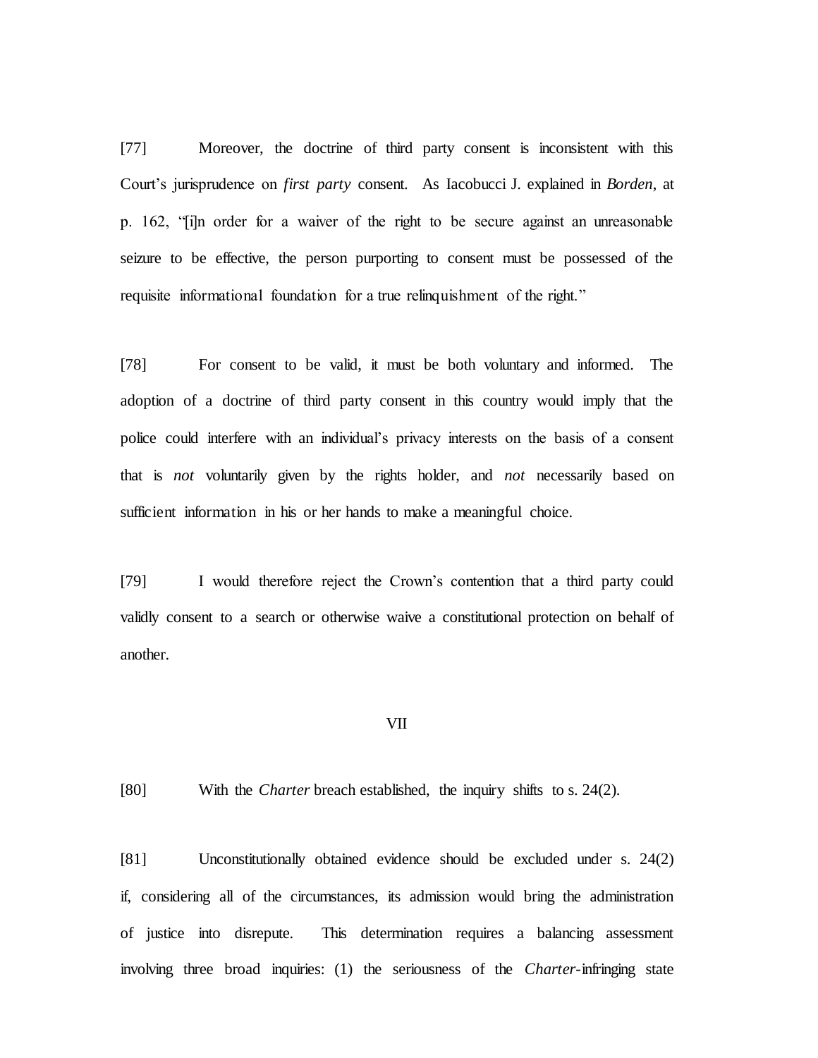[77] Moreover, the doctrine of third party consent is inconsistent with this Court's jurisprudence on *first party* consent. As Iacobucci J. explained in *Borden*, at p. 162, "[i]n order for a waiver of the right to be secure against an unreasonable seizure to be effective, the person purporting to consent must be possessed of the requisite informational foundation for a true relinquishment of the right."

[78] For consent to be valid, it must be both voluntary and informed. The adoption of a doctrine of third party consent in this country would imply that the police could interfere with an individual's privacy interests on the basis of a consent that is *not* voluntarily given by the rights holder, and *not* necessarily based on sufficient information in his or her hands to make a meaningful choice.

[79] I would therefore reject the Crown's contention that a third party could validly consent to a search or otherwise waive a constitutional protection on behalf of another.

## VII

[80] With the *Charter* breach established, the inquiry shifts to s. 24(2).

[81] Unconstitutionally obtained evidence should be excluded under s. 24(2) if, considering all of the circumstances, its admission would bring the administration of justice into disrepute. This determination requires a balancing assessment involving three broad inquiries: (1) the seriousness of the *Charter*-infringing state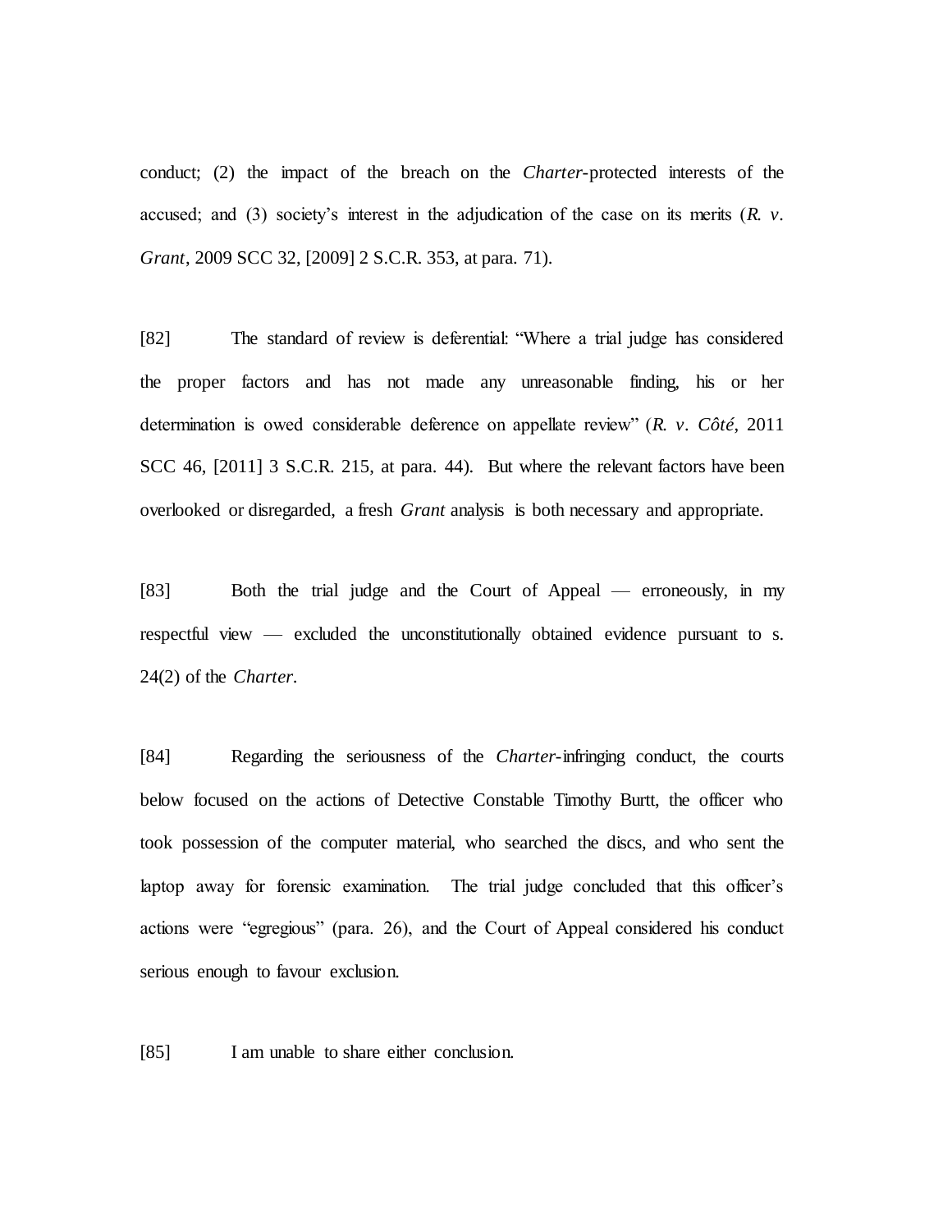conduct; (2) the impact of the breach on the *Charter*-protected interests of the accused; and (3) society's interest in the adjudication of the case on its merits (*R. v. Grant*, 2009 SCC 32, [2009] 2 S.C.R. 353, at para. 71).

[82] The standard of review is deferential: "Where a trial judge has considered the proper factors and has not made any unreasonable finding, his or her determination is owed considerable deference on appellate review" (*R. v. Côté*, 2011 SCC 46, [2011] 3 S.C.R. 215, at para. 44). But where the relevant factors have been overlooked or disregarded, a fresh *Grant* analysis is both necessary and appropriate.

[83] Both the trial judge and the Court of Appeal — erroneously, in my respectful view — excluded the unconstitutionally obtained evidence pursuant to s. 24(2) of the *Charter*.

[84] Regarding the seriousness of the *Charter*-infringing conduct, the courts below focused on the actions of Detective Constable Timothy Burtt, the officer who took possession of the computer material, who searched the discs, and who sent the laptop away for forensic examination. The trial judge concluded that this officer's actions were "egregious" (para. 26), and the Court of Appeal considered his conduct serious enough to favour exclusion.

[85] I am unable to share either conclusion.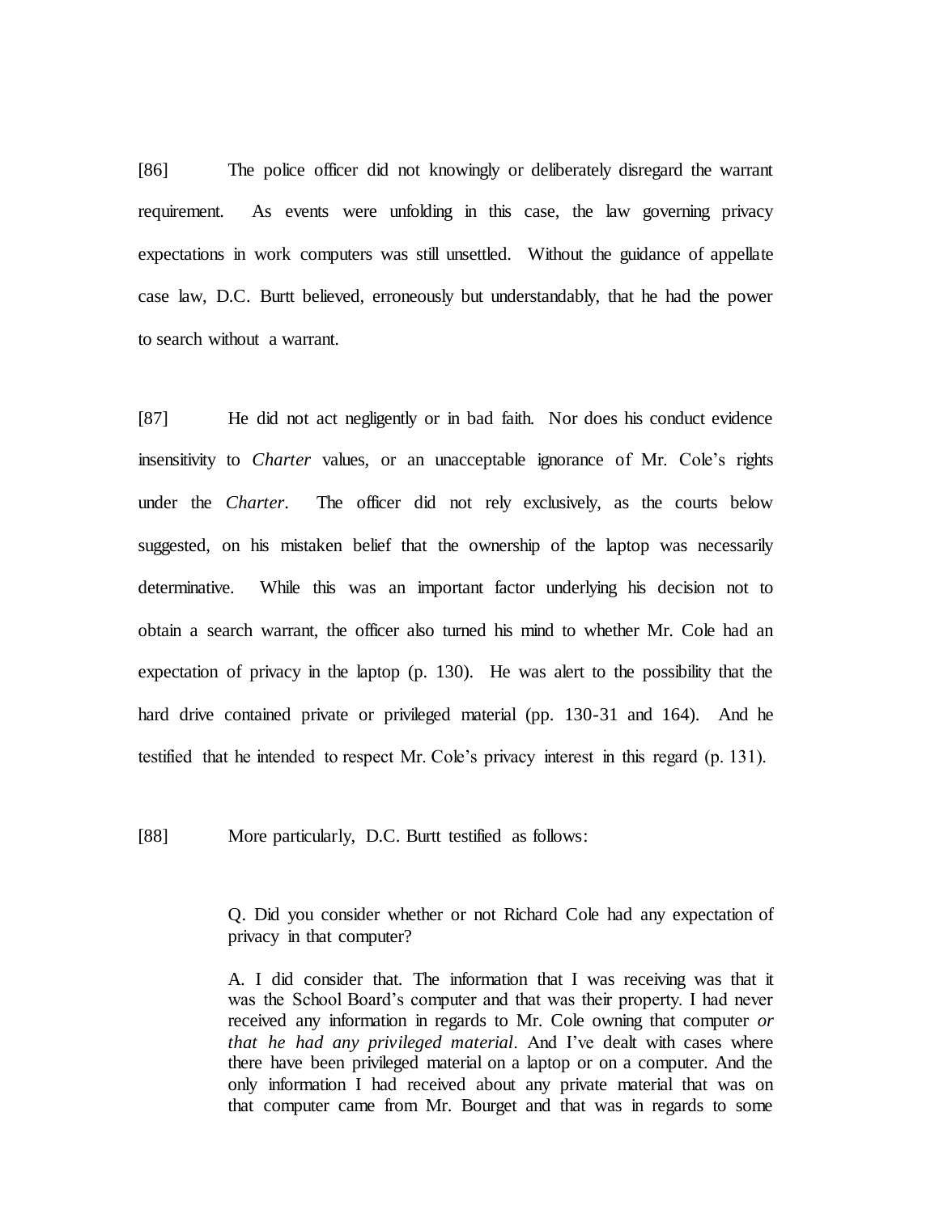[86] The police officer did not knowingly or deliberately disregard the warrant requirement. As events were unfolding in this case, the law governing privacy expectations in work computers was still unsettled. Without the guidance of appellate case law, D.C. Burtt believed, erroneously but understandably, that he had the power to search without a warrant.

[87] He did not act negligently or in bad faith. Nor does his conduct evidence insensitivity to *Charter* values, or an unacceptable ignorance of Mr. Cole's rights under the *Charter*. The officer did not rely exclusively, as the courts below suggested, on his mistaken belief that the ownership of the laptop was necessarily determinative. While this was an important factor underlying his decision not to obtain a search warrant, the officer also turned his mind to whether Mr. Cole had an expectation of privacy in the laptop (p. 130). He was alert to the possibility that the hard drive contained private or privileged material (pp. 130-31 and 164). And he testified that he intended to respect Mr. Cole's privacy interest in this regard (p. 131).

[88] More particularly, D.C. Burtt testified as follows:

> Q. Did you consider whether or not Richard Cole had any expectation of privacy in that computer?
>
> A. I did consider that. The information that I was receiving was that it was the School Board's computer and that was their property. I had never received any information in regards to Mr. Cole owning that computer *or that he had any privileged material*. And I've dealt with cases where there have been privileged material on a laptop or on a computer. And the only information I had received about any private material that was on that computer came from Mr. Bourget and that was in regards to some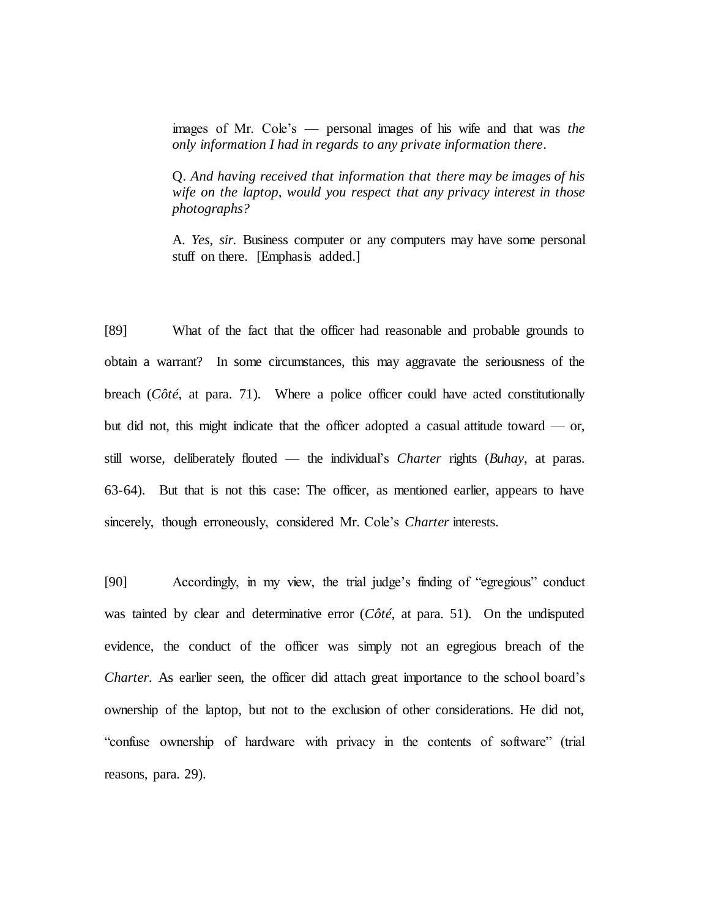> images of Mr. Cole's — personal images of his wife and that was *the only information I had in regards to any private information there*.
>
> Q. *And having received that information that there may be images of his wife on the laptop, would you respect that any privacy interest in those photographs?*
>
> A. *Yes, sir.* Business computer or any computers may have some personal stuff on there. [Emphasis added.]

[89] What of the fact that the officer had reasonable and probable grounds to obtain a warrant? In some circumstances, this may aggravate the seriousness of the breach (*Côté*, at para. 71). Where a police officer could have acted constitutionally but did not, this might indicate that the officer adopted a casual attitude toward — or, still worse, deliberately flouted — the individual's *Charter* rights (*Buhay*, at paras. 63-64). But that is not this case: The officer, as mentioned earlier, appears to have sincerely, though erroneously, considered Mr. Cole's *Charter* interests.

[90] Accordingly, in my view, the trial judge's finding of "egregious" conduct was tainted by clear and determinative error (*Côté*, at para. 51). On the undisputed evidence, the conduct of the officer was simply not an egregious breach of the *Charter*. As earlier seen, the officer did attach great importance to the school board's ownership of the laptop, but not to the exclusion of other considerations. He did not, "confuse ownership of hardware with privacy in the contents of software" (trial reasons, para. 29).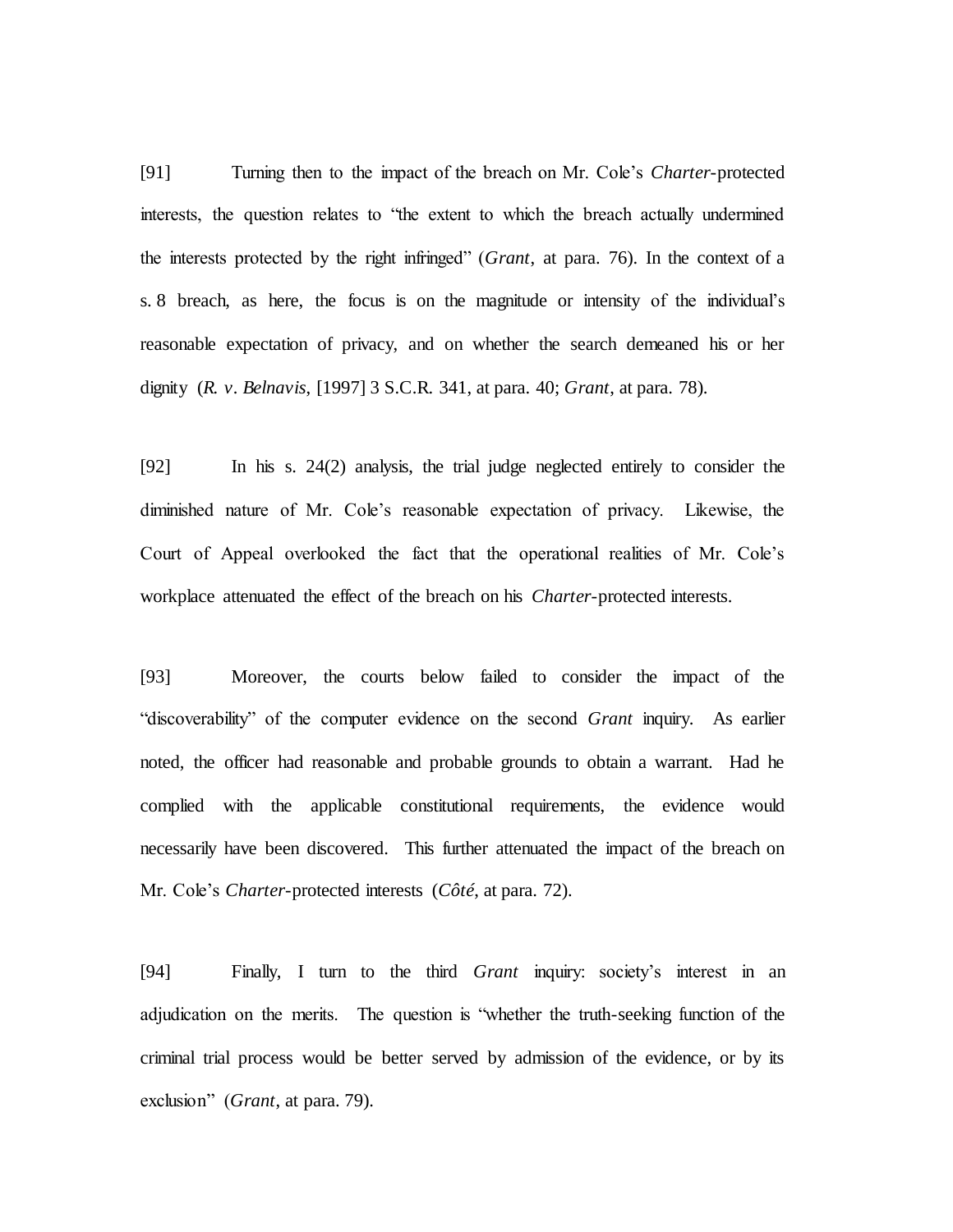[91] Turning then to the impact of the breach on Mr. Cole's *Charter*-protected interests, the question relates to "the extent to which the breach actually undermined the interests protected by the right infringed" (*Grant*, at para. 76). In the context of a s. 8 breach, as here, the focus is on the magnitude or intensity of the individual's reasonable expectation of privacy, and on whether the search demeaned his or her dignity (*R. v. Belnavis*, [1997] 3 S.C.R. 341, at para. 40; *Grant*, at para. 78).

[92] In his s. 24(2) analysis, the trial judge neglected entirely to consider the diminished nature of Mr. Cole's reasonable expectation of privacy. Likewise, the Court of Appeal overlooked the fact that the operational realities of Mr. Cole's workplace attenuated the effect of the breach on his *Charter*-protected interests.

[93] Moreover, the courts below failed to consider the impact of the "discoverability" of the computer evidence on the second *Grant* inquiry. As earlier noted, the officer had reasonable and probable grounds to obtain a warrant. Had he complied with the applicable constitutional requirements, the evidence would necessarily have been discovered. This further attenuated the impact of the breach on Mr. Cole's *Charter*-protected interests (*Côté*, at para. 72).

[94] Finally, I turn to the third *Grant* inquiry: society's interest in an adjudication on the merits. The question is "whether the truth-seeking function of the criminal trial process would be better served by admission of the evidence, or by its exclusion" (*Grant*, at para. 79).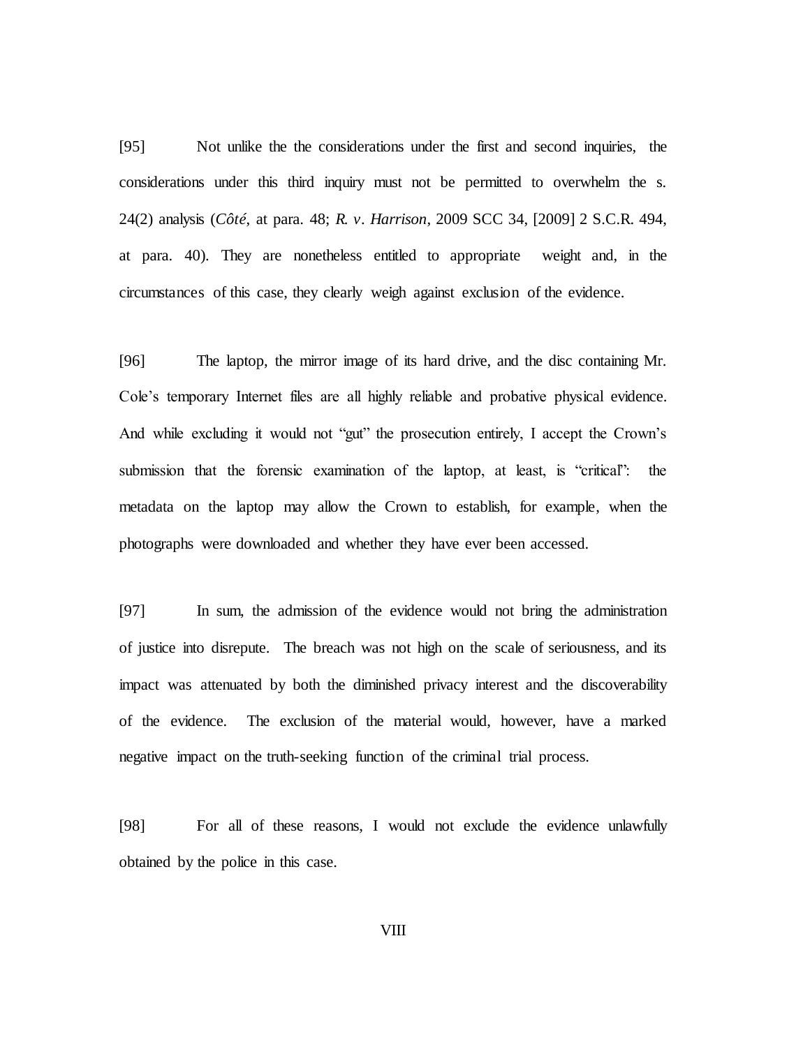[95] Not unlike the the considerations under the first and second inquiries, the considerations under this third inquiry must not be permitted to overwhelm the s. 24(2) analysis (*Côté*, at para. 48; *R. v. Harrison*, 2009 SCC 34, [2009] 2 S.C.R. 494, at para. 40). They are nonetheless entitled to appropriate weight and, in the circumstances of this case, they clearly weigh against exclusion of the evidence.

[96] The laptop, the mirror image of its hard drive, and the disc containing Mr. Cole's temporary Internet files are all highly reliable and probative physical evidence. And while excluding it would not "gut" the prosecution entirely, I accept the Crown's submission that the forensic examination of the laptop, at least, is "critical": the metadata on the laptop may allow the Crown to establish, for example, when the photographs were downloaded and whether they have ever been accessed.

[97] In sum, the admission of the evidence would not bring the administration of justice into disrepute. The breach was not high on the scale of seriousness, and its impact was attenuated by both the diminished privacy interest and the discoverability of the evidence. The exclusion of the material would, however, have a marked negative impact on the truth-seeking function of the criminal trial process.

[98] For all of these reasons, I would not exclude the evidence unlawfully obtained by the police in this case.

VIII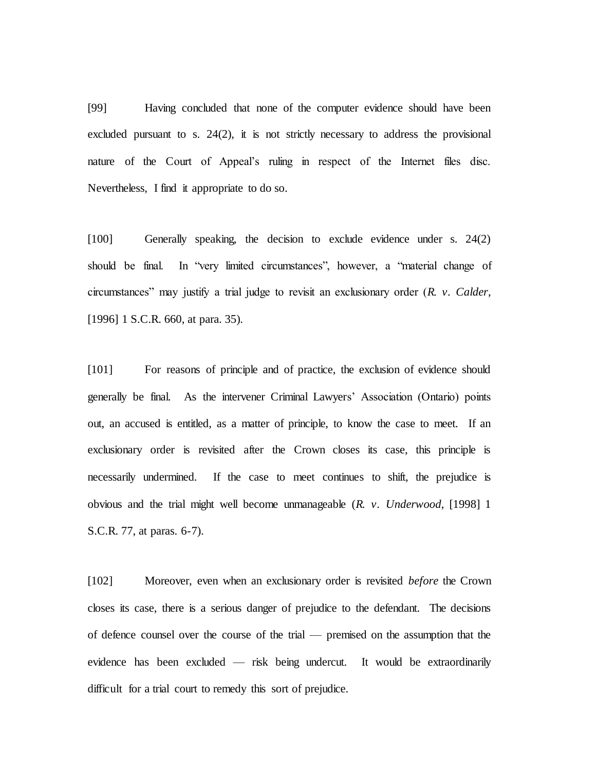[99] Having concluded that none of the computer evidence should have been excluded pursuant to s. 24(2), it is not strictly necessary to address the provisional nature of the Court of Appeal's ruling in respect of the Internet files disc. Nevertheless, I find it appropriate to do so.

[100] Generally speaking, the decision to exclude evidence under s. 24(2) should be final. In "very limited circumstances", however, a "material change of circumstances" may justify a trial judge to revisit an exclusionary order (*R. v. Calder*, [1996] 1 S.C.R. 660, at para. 35).

[101] For reasons of principle and of practice, the exclusion of evidence should generally be final. As the intervener Criminal Lawyers' Association (Ontario) points out, an accused is entitled, as a matter of principle, to know the case to meet. If an exclusionary order is revisited after the Crown closes its case, this principle is necessarily undermined. If the case to meet continues to shift, the prejudice is obvious and the trial might well become unmanageable (*R. v. Underwood*, [1998] 1 S.C.R. 77, at paras. 6-7).

[102] Moreover, even when an exclusionary order is revisited *before* the Crown closes its case, there is a serious danger of prejudice to the defendant. The decisions of defence counsel over the course of the trial — premised on the assumption that the evidence has been excluded — risk being undercut. It would be extraordinarily difficult for a trial court to remedy this sort of prejudice.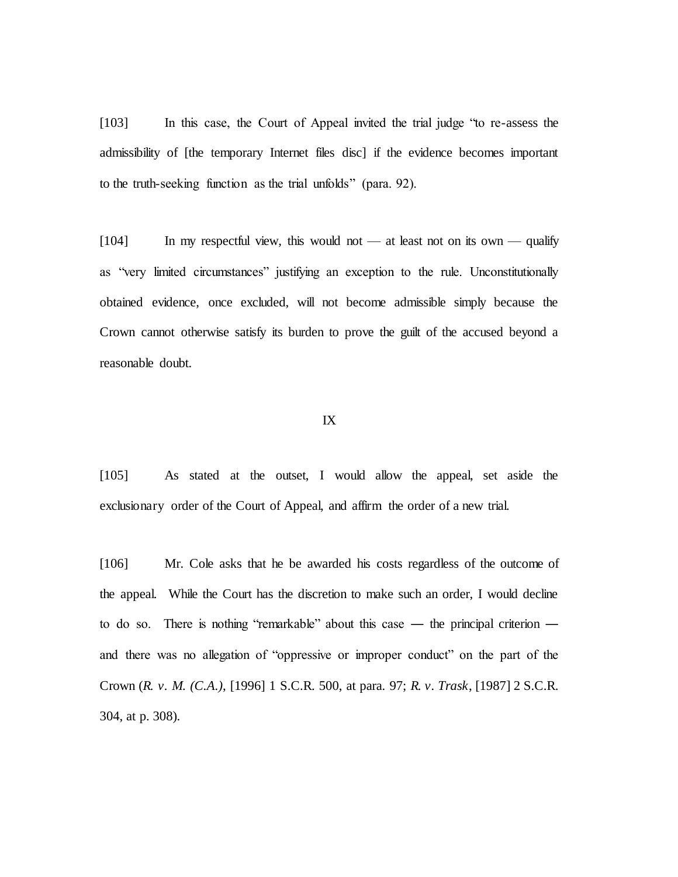[103] In this case, the Court of Appeal invited the trial judge "to re-assess the admissibility of [the temporary Internet files disc] if the evidence becomes important to the truth-seeking function as the trial unfolds" (para. 92).

[104] In my respectful view, this would not — at least not on its own — qualify as "very limited circumstances" justifying an exception to the rule. Unconstitutionally obtained evidence, once excluded, will not become admissible simply because the Crown cannot otherwise satisfy its burden to prove the guilt of the accused beyond a reasonable doubt.

## IX

[105] As stated at the outset, I would allow the appeal, set aside the exclusionary order of the Court of Appeal, and affirm the order of a new trial.

[106] Mr. Cole asks that he be awarded his costs regardless of the outcome of the appeal. While the Court has the discretion to make such an order, I would decline to do so. There is nothing "remarkable" about this case — the principal criterion — and there was no allegation of "oppressive or improper conduct" on the part of the Crown (*R. v. M. (C.A.)*, [1996] 1 S.C.R. 500, at para. 97; *R. v. Trask*, [1987] 2 S.C.R. 304, at p. 308).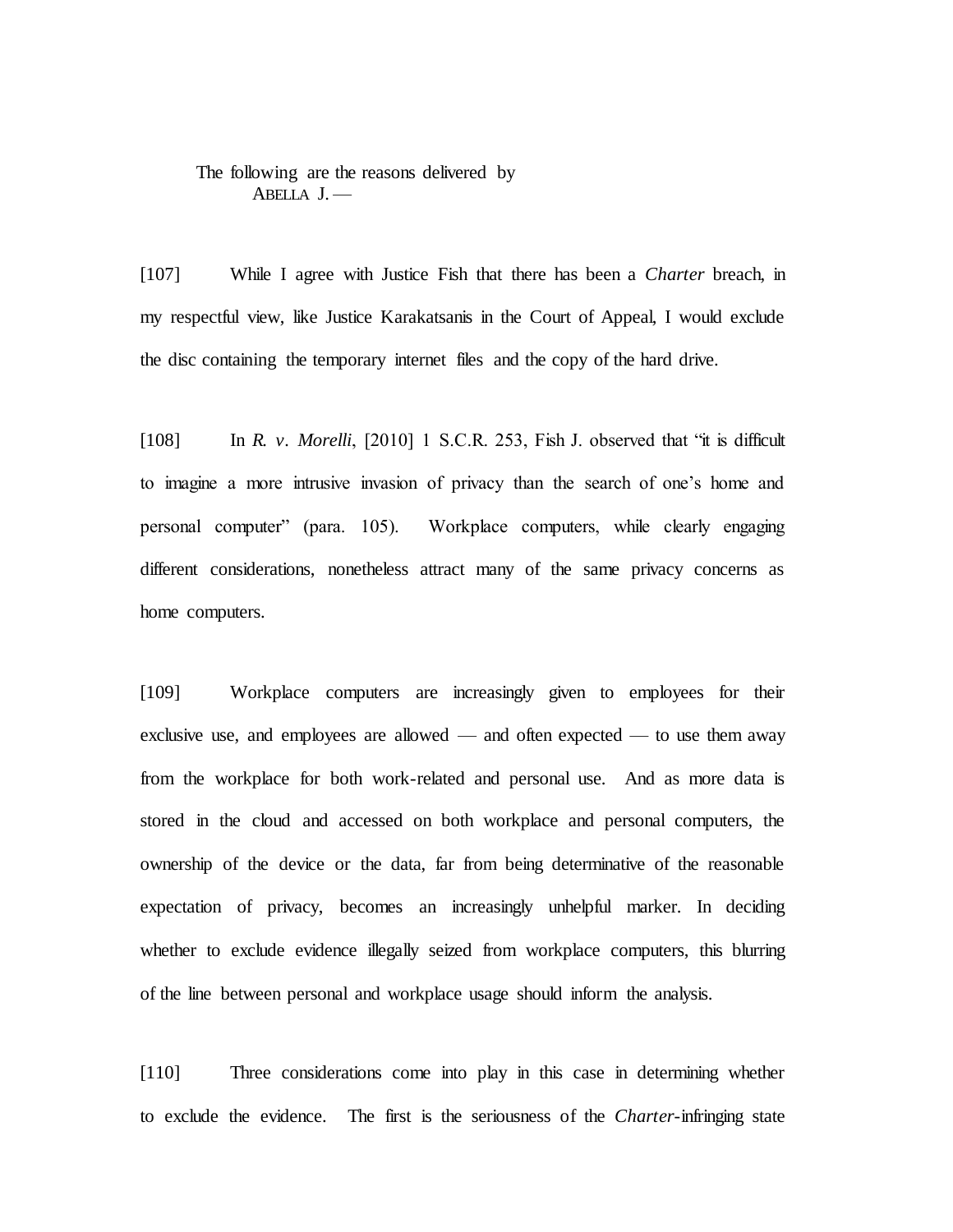The following are the reasons delivered by

ABELLA J. —

[107] While I agree with Justice Fish that there has been a *Charter* breach, in my respectful view, like Justice Karakatsanis in the Court of Appeal, I would exclude the disc containing the temporary internet files and the copy of the hard drive.

[108] In *R. v. Morelli*, [2010] 1 S.C.R. 253, Fish J. observed that "it is difficult to imagine a more intrusive invasion of privacy than the search of one's home and personal computer" (para. 105). Workplace computers, while clearly engaging different considerations, nonetheless attract many of the same privacy concerns as home computers.

[109] Workplace computers are increasingly given to employees for their exclusive use, and employees are allowed — and often expected — to use them away from the workplace for both work-related and personal use. And as more data is stored in the cloud and accessed on both workplace and personal computers, the ownership of the device or the data, far from being determinative of the reasonable expectation of privacy, becomes an increasingly unhelpful marker. In deciding whether to exclude evidence illegally seized from workplace computers, this blurring of the line between personal and workplace usage should inform the analysis.

[110] Three considerations come into play in this case in determining whether to exclude the evidence. The first is the seriousness of the *Charter*-infringing state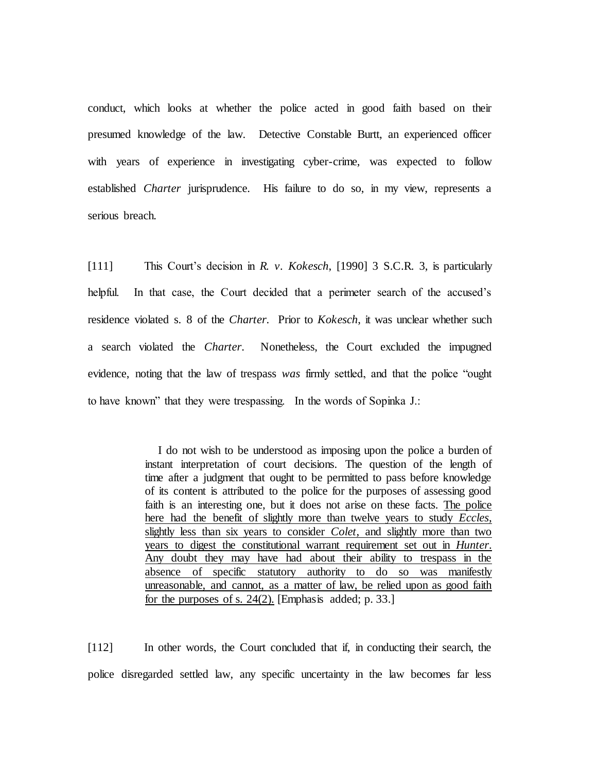conduct, which looks at whether the police acted in good faith based on their presumed knowledge of the law. Detective Constable Burtt, an experienced officer with years of experience in investigating cyber-crime, was expected to follow established *Charter* jurisprudence. His failure to do so, in my view, represents a serious breach.

[111] This Court's decision in *R. v. Kokesch*, [1990] 3 S.C.R. 3, is particularly helpful. In that case, the Court decided that a perimeter search of the accused's residence violated s. 8 of the *Charter*. Prior to *Kokesch*, it was unclear whether such a search violated the *Charter*. Nonetheless, the Court excluded the impugned evidence, noting that the law of trespass *was* firmly settled, and that the police "ought to have known" that they were trespassing. In the words of Sopinka J.:

> I do not wish to be understood as imposing upon the police a burden of instant interpretation of court decisions. The question of the length of time after a judgment that ought to be permitted to pass before knowledge of its content is attributed to the police for the purposes of assessing good faith is an interesting one, but it does not arise on these facts. <u>The police here had the benefit of slightly more than twelve years to study *Eccles*, slightly less than six years to consider *Colet*, and slightly more than two years to digest the constitutional warrant requirement set out in *Hunter*. Any doubt they may have had about their ability to trespass in the absence of specific statutory authority to do so was manifestly unreasonable, and cannot, as a matter of law, be relied upon as good faith for the purposes of s. 24(2).</u> [Emphasis added; p. 33.]

[112] In other words, the Court concluded that if, in conducting their search, the police disregarded settled law, any specific uncertainty in the law becomes far less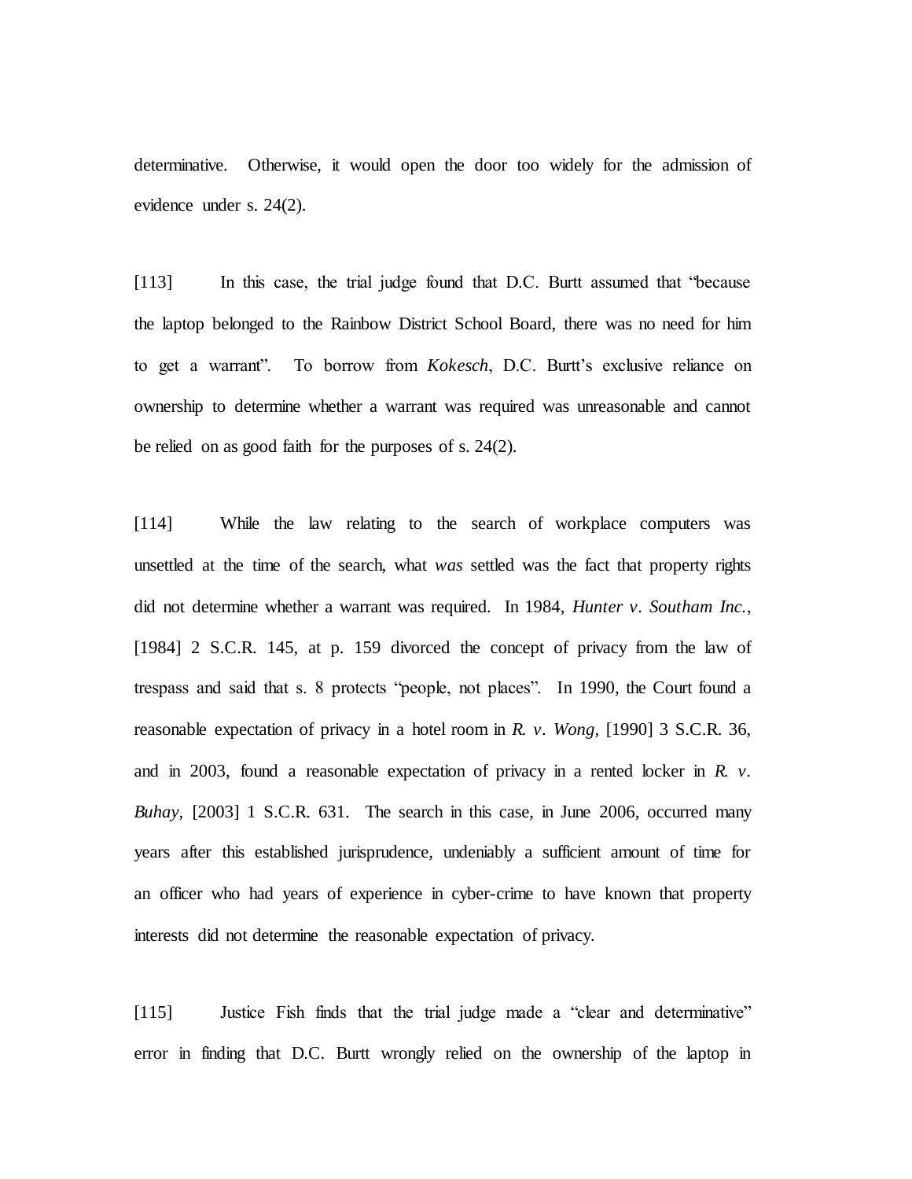determinative. Otherwise, it would open the door too widely for the admission of evidence under s. 24(2).

[113] In this case, the trial judge found that D.C. Burtt assumed that "because the laptop belonged to the Rainbow District School Board, there was no need for him to get a warrant". To borrow from *Kokesch*, D.C. Burtt's exclusive reliance on ownership to determine whether a warrant was required was unreasonable and cannot be relied on as good faith for the purposes of s. 24(2).

[114] While the law relating to the search of workplace computers was unsettled at the time of the search, what *was* settled was the fact that property rights did not determine whether a warrant was required. In 1984, *Hunter v. Southam Inc.*, [1984] 2 S.C.R. 145, at p. 159 divorced the concept of privacy from the law of trespass and said that s. 8 protects "people, not places". In 1990, the Court found a reasonable expectation of privacy in a hotel room in *R. v. Wong*, [1990] 3 S.C.R. 36, and in 2003, found a reasonable expectation of privacy in a rented locker in *R. v. Buhay*, [2003] 1 S.C.R. 631. The search in this case, in June 2006, occurred many years after this established jurisprudence, undeniably a sufficient amount of time for an officer who had years of experience in cyber-crime to have known that property interests did not determine the reasonable expectation of privacy.

[115] Justice Fish finds that the trial judge made a "clear and determinative" error in finding that D.C. Burtt wrongly relied on the ownership of the laptop in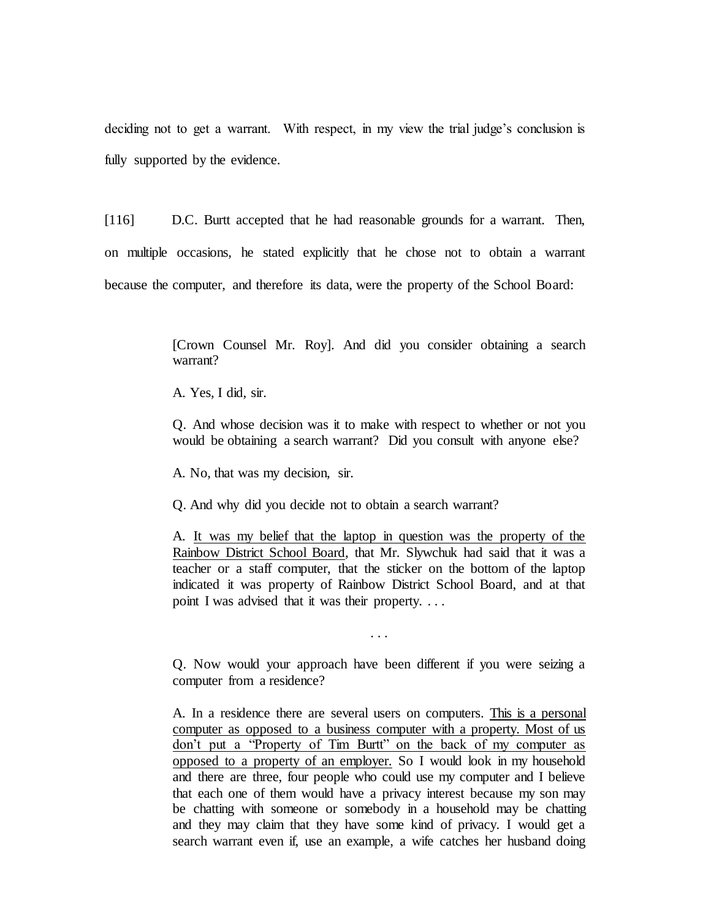deciding not to get a warrant. With respect, in my view the trial judge's conclusion is fully supported by the evidence.

[116] D.C. Burtt accepted that he had reasonable grounds for a warrant. Then, on multiple occasions, he stated explicitly that he chose not to obtain a warrant because the computer, and therefore its data, were the property of the School Board:

> [Crown Counsel Mr. Roy]. And did you consider obtaining a search warrant?
>
> A. Yes, I did, sir.
>
> Q. And whose decision was it to make with respect to whether or not you would be obtaining a search warrant? Did you consult with anyone else?
>
> A. No, that was my decision, sir.
>
> Q. And why did you decide not to obtain a search warrant?
>
> A. <u>It was my belief that the laptop in question was the property of the Rainbow District School Board</u>, that Mr. Slywchuk had said that it was a teacher or a staff computer, that the sticker on the bottom of the laptop indicated it was property of Rainbow District School Board, and at that point I was advised that it was their property. . . .
>
> . . .
>
> Q. Now would your approach have been different if you were seizing a computer from a residence?
>
> A. In a residence there are several users on computers. <u>This is a personal computer as opposed to a business computer with a property. Most of us don't put a "Property of Tim Burtt" on the back of my computer as opposed to a property of an employer.</u> So I would look in my household and there are three, four people who could use my computer and I believe that each one of them would have a privacy interest because my son may be chatting with someone or somebody in a household may be chatting and they may claim that they have some kind of privacy. I would get a search warrant even if, use an example, a wife catches her husband doing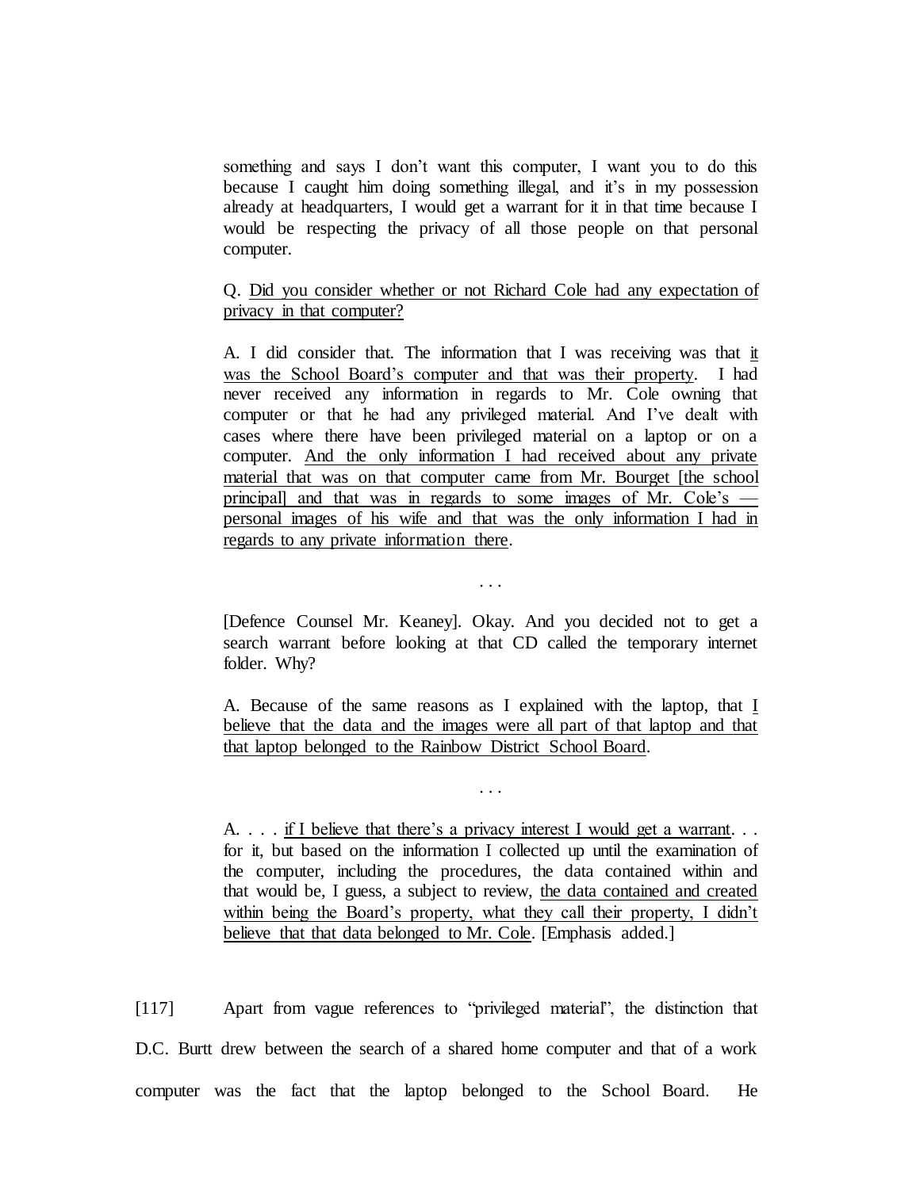> something and says I don't want this computer, I want you to do this because I caught him doing something illegal, and it's in my possession already at headquarters, I would get a warrant for it in that time because I would be respecting the privacy of all those people on that personal computer.
>
> Q. <u>Did you consider whether or not Richard Cole had any expectation of privacy in that computer?</u>
>
> A. I did consider that. The information that I was receiving was that <u>it was the School Board's computer and that was their property</u>. I had never received any information in regards to Mr. Cole owning that computer or that he had any privileged material. And I've dealt with cases where there have been privileged material on a laptop or on a computer. <u>And the only information I had received about any private material that was on that computer came from Mr. Bourget [the school principal] and that was in regards to some images of Mr. Cole's — personal images of his wife and that was the only information I had in regards to any private information there</u>.
>
> . . .
>
> [Defence Counsel Mr. Keaney]. Okay. And you decided not to get a search warrant before looking at that CD called the temporary internet folder. Why?
>
> A. Because of the same reasons as I explained with the laptop, that <u>I believe that the data and the images were all part of that laptop and that that laptop belonged to the Rainbow District School Board</u>.
>
> . . .
>
> A. . . . <u>if I believe that there's a privacy interest I would get a warrant</u>. . . for it, but based on the information I collected up until the examination of the computer, including the procedures, the data contained within and that would be, I guess, a subject to review, <u>the data contained and created within being the Board's property, what they call their property, I didn't believe that that data belonged to Mr. Cole</u>. [Emphasis added.]

[117] Apart from vague references to "privileged material", the distinction that D.C. Burtt drew between the search of a shared home computer and that of a work computer was the fact that the laptop belonged to the School Board. He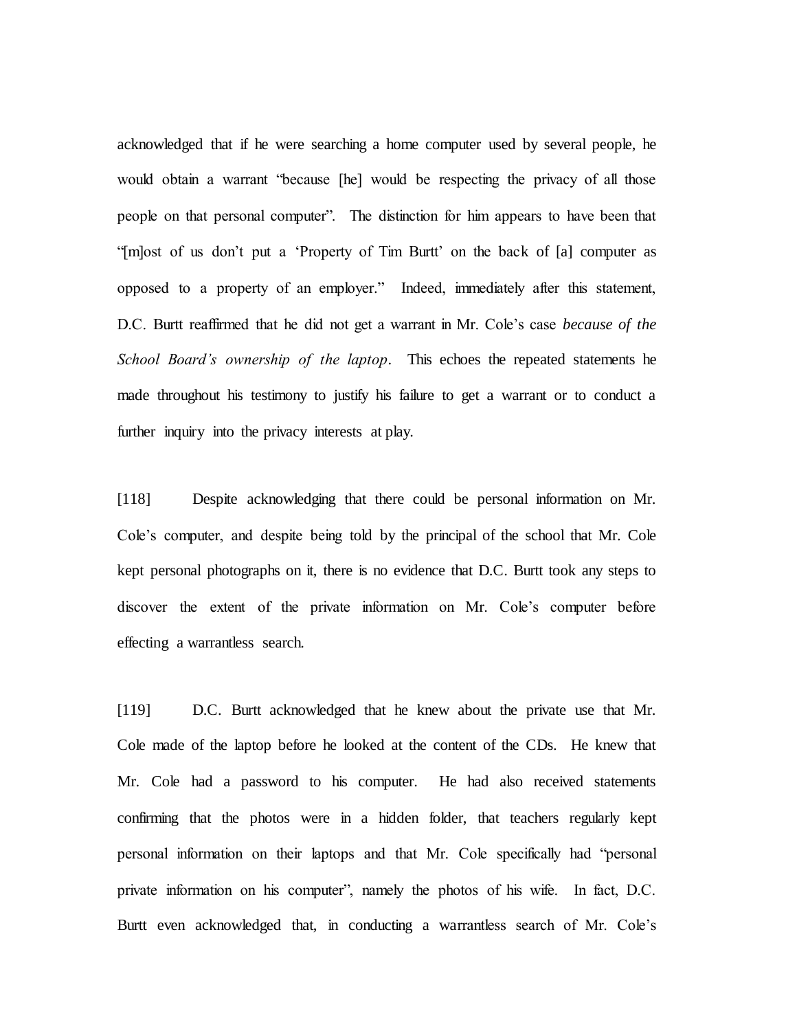acknowledged that if he were searching a home computer used by several people, he would obtain a warrant "because [he] would be respecting the privacy of all those people on that personal computer". The distinction for him appears to have been that "[m]ost of us don't put a 'Property of Tim Burtt' on the back of [a] computer as opposed to a property of an employer." Indeed, immediately after this statement, D.C. Burtt reaffirmed that he did not get a warrant in Mr. Cole's case *because of the School Board's ownership of the laptop*. This echoes the repeated statements he made throughout his testimony to justify his failure to get a warrant or to conduct a further inquiry into the privacy interests at play.

[118] Despite acknowledging that there could be personal information on Mr. Cole's computer, and despite being told by the principal of the school that Mr. Cole kept personal photographs on it, there is no evidence that D.C. Burtt took any steps to discover the extent of the private information on Mr. Cole's computer before effecting a warrantless search.

[119] D.C. Burtt acknowledged that he knew about the private use that Mr. Cole made of the laptop before he looked at the content of the CDs. He knew that Mr. Cole had a password to his computer. He had also received statements confirming that the photos were in a hidden folder, that teachers regularly kept personal information on their laptops and that Mr. Cole specifically had "personal private information on his computer", namely the photos of his wife. In fact, D.C. Burtt even acknowledged that, in conducting a warrantless search of Mr. Cole's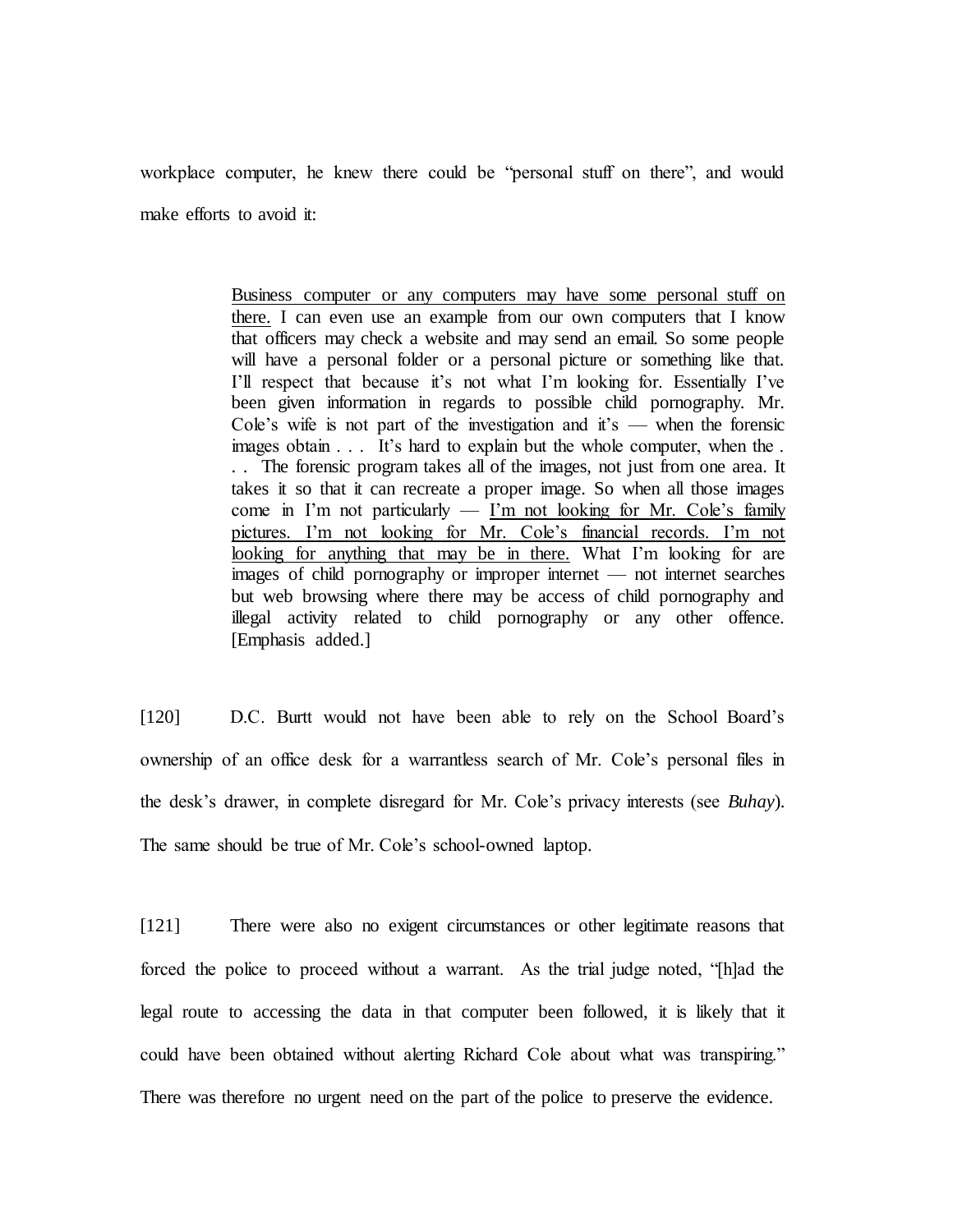workplace computer, he knew there could be "personal stuff on there", and would make efforts to avoid it:

> <u>Business computer or any computers may have some personal stuff on there.</u> I can even use an example from our own computers that I know that officers may check a website and may send an email. So some people will have a personal folder or a personal picture or something like that. I'll respect that because it's not what I'm looking for. Essentially I've been given information in regards to possible child pornography. Mr. Cole's wife is not part of the investigation and it's — when the forensic images obtain . . . It's hard to explain but the whole computer, when the . . . The forensic program takes all of the images, not just from one area. It takes it so that it can recreate a proper image. So when all those images come in I'm not particularly — <u>I'm not looking for Mr. Cole's family pictures. I'm not looking for Mr. Cole's financial records. I'm not looking for anything that may be in there.</u> What I'm looking for are images of child pornography or improper internet — not internet searches but web browsing where there may be access of child pornography and illegal activity related to child pornography or any other offence. [Emphasis added.]

[120] D.C. Burtt would not have been able to rely on the School Board's ownership of an office desk for a warrantless search of Mr. Cole's personal files in the desk's drawer, in complete disregard for Mr. Cole's privacy interests (see *Buhay*). The same should be true of Mr. Cole's school-owned laptop.

[121] There were also no exigent circumstances or other legitimate reasons that forced the police to proceed without a warrant. As the trial judge noted, "[h]ad the legal route to accessing the data in that computer been followed, it is likely that it could have been obtained without alerting Richard Cole about what was transpiring." There was therefore no urgent need on the part of the police to preserve the evidence.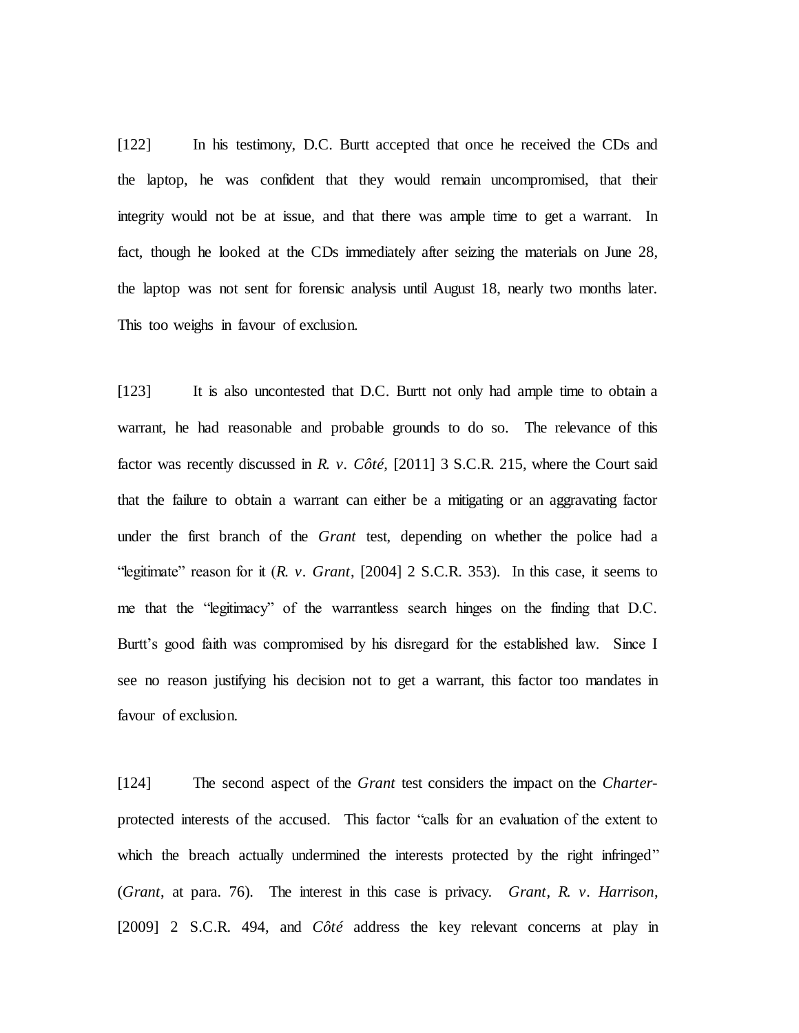[122] In his testimony, D.C. Burtt accepted that once he received the CDs and the laptop, he was confident that they would remain uncompromised, that their integrity would not be at issue, and that there was ample time to get a warrant. In fact, though he looked at the CDs immediately after seizing the materials on June 28, the laptop was not sent for forensic analysis until August 18, nearly two months later. This too weighs in favour of exclusion.

[123] It is also uncontested that D.C. Burtt not only had ample time to obtain a warrant, he had reasonable and probable grounds to do so. The relevance of this factor was recently discussed in *R. v. Côté*, [2011] 3 S.C.R. 215, where the Court said that the failure to obtain a warrant can either be a mitigating or an aggravating factor under the first branch of the *Grant* test, depending on whether the police had a "legitimate" reason for it (*R. v. Grant*, [2004] 2 S.C.R. 353). In this case, it seems to me that the "legitimacy" of the warrantless search hinges on the finding that D.C. Burtt's good faith was compromised by his disregard for the established law. Since I see no reason justifying his decision not to get a warrant, this factor too mandates in favour of exclusion.

[124] The second aspect of the *Grant* test considers the impact on the *Charter*-protected interests of the accused. This factor "calls for an evaluation of the extent to which the breach actually undermined the interests protected by the right infringed" (*Grant*, at para. 76). The interest in this case is privacy. *Grant*, *R. v. Harrison*, [2009] 2 S.C.R. 494, and *Côté* address the key relevant concerns at play in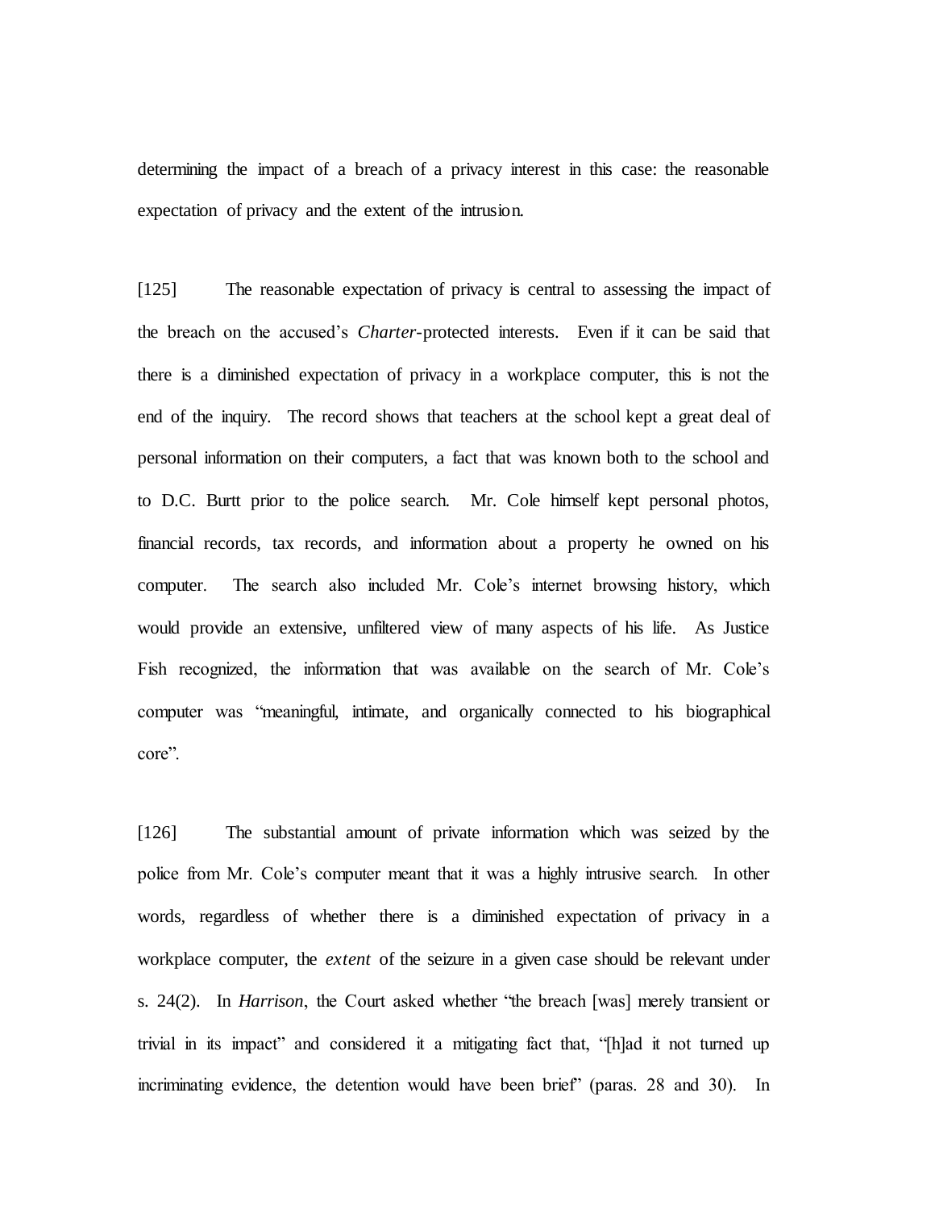determining the impact of a breach of a privacy interest in this case: the reasonable expectation of privacy and the extent of the intrusion.

[125] The reasonable expectation of privacy is central to assessing the impact of the breach on the accused's *Charter*-protected interests. Even if it can be said that there is a diminished expectation of privacy in a workplace computer, this is not the end of the inquiry. The record shows that teachers at the school kept a great deal of personal information on their computers, a fact that was known both to the school and to D.C. Burtt prior to the police search. Mr. Cole himself kept personal photos, financial records, tax records, and information about a property he owned on his computer. The search also included Mr. Cole's internet browsing history, which would provide an extensive, unfiltered view of many aspects of his life. As Justice Fish recognized, the information that was available on the search of Mr. Cole's computer was "meaningful, intimate, and organically connected to his biographical core".

[126] The substantial amount of private information which was seized by the police from Mr. Cole's computer meant that it was a highly intrusive search. In other words, regardless of whether there is a diminished expectation of privacy in a workplace computer, the *extent* of the seizure in a given case should be relevant under s. 24(2). In *Harrison*, the Court asked whether "the breach [was] merely transient or trivial in its impact" and considered it a mitigating fact that, "[h]ad it not turned up incriminating evidence, the detention would have been brief" (paras. 28 and 30). In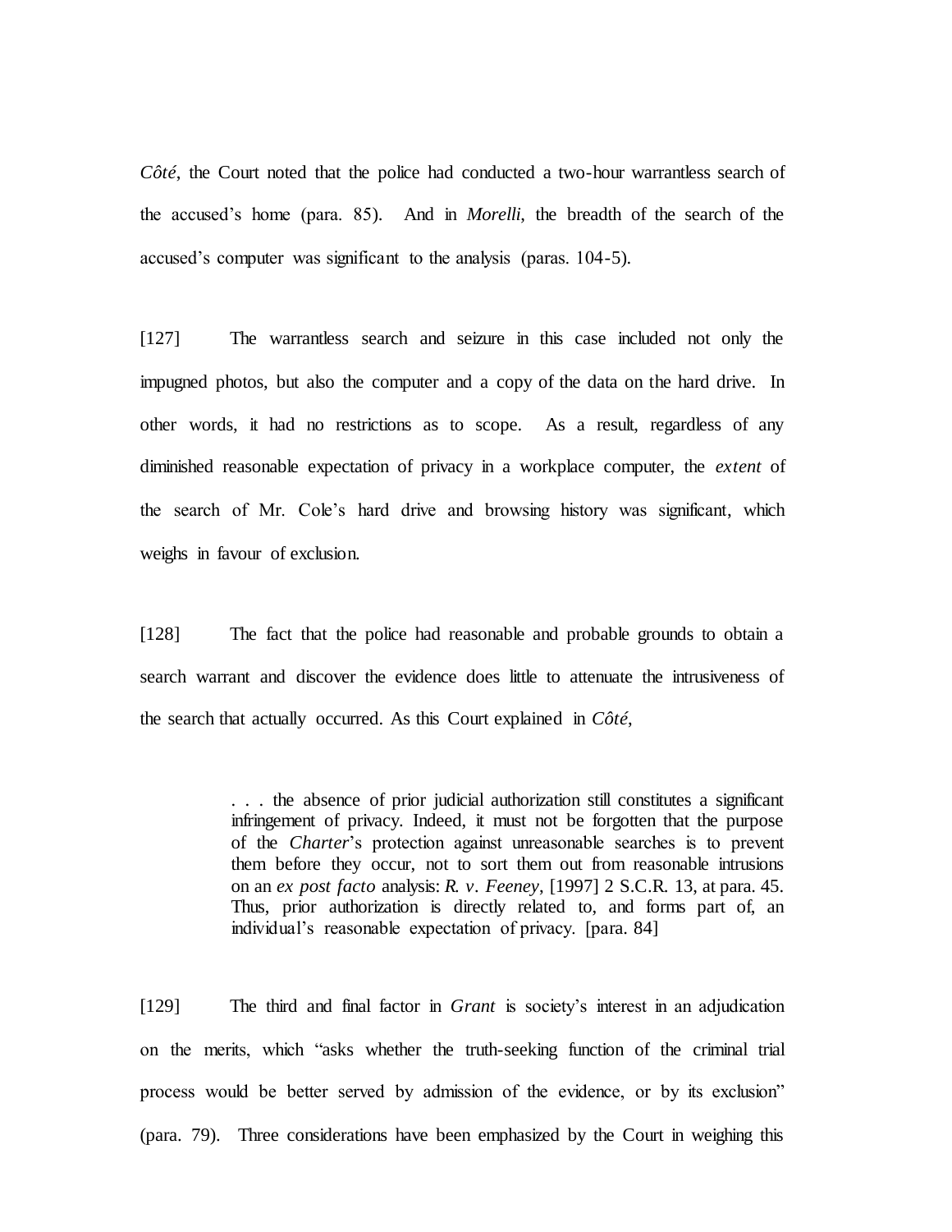*Côté*, the Court noted that the police had conducted a two-hour warrantless search of the accused's home (para. 85). And in *Morelli*, the breadth of the search of the accused's computer was significant to the analysis (paras. 104-5).

[127] The warrantless search and seizure in this case included not only the impugned photos, but also the computer and a copy of the data on the hard drive. In other words, it had no restrictions as to scope. As a result, regardless of any diminished reasonable expectation of privacy in a workplace computer, the *extent* of the search of Mr. Cole's hard drive and browsing history was significant, which weighs in favour of exclusion.

[128] The fact that the police had reasonable and probable grounds to obtain a search warrant and discover the evidence does little to attenuate the intrusiveness of the search that actually occurred. As this Court explained in *Côté*,

> . . . the absence of prior judicial authorization still constitutes a significant infringement of privacy. Indeed, it must not be forgotten that the purpose of the *Charter*'s protection against unreasonable searches is to prevent them before they occur, not to sort them out from reasonable intrusions on an *ex post facto* analysis: *R. v. Feeney*, [1997] 2 S.C.R. 13, at para. 45. Thus, prior authorization is directly related to, and forms part of, an individual's reasonable expectation of privacy. [para. 84]

[129] The third and final factor in *Grant* is society's interest in an adjudication on the merits, which "asks whether the truth-seeking function of the criminal trial process would be better served by admission of the evidence, or by its exclusion" (para. 79). Three considerations have been emphasized by the Court in weighing this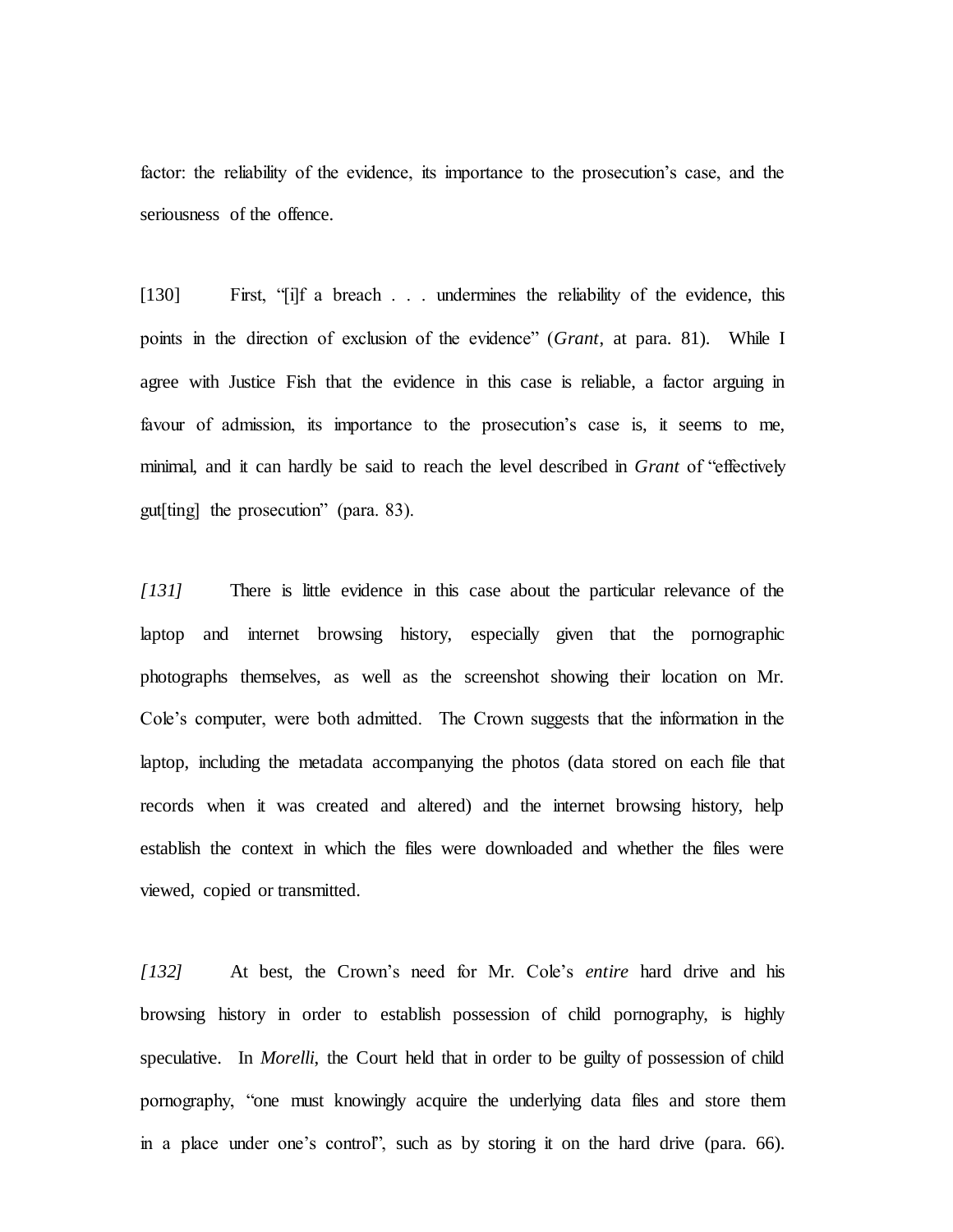factor: the reliability of the evidence, its importance to the prosecution's case, and the seriousness of the offence.

[130] First, "[i]f a breach . . . undermines the reliability of the evidence, this points in the direction of exclusion of the evidence" (*Grant*, at para. 81). While I agree with Justice Fish that the evidence in this case is reliable, a factor arguing in favour of admission, its importance to the prosecution's case is, it seems to me, minimal, and it can hardly be said to reach the level described in *Grant* of "effectively gut[ting] the prosecution" (para. 83).

*[131]* There is little evidence in this case about the particular relevance of the laptop and internet browsing history, especially given that the pornographic photographs themselves, as well as the screenshot showing their location on Mr. Cole's computer, were both admitted. The Crown suggests that the information in the laptop, including the metadata accompanying the photos (data stored on each file that records when it was created and altered) and the internet browsing history, help establish the context in which the files were downloaded and whether the files were viewed, copied or transmitted.

*[132]* At best, the Crown's need for Mr. Cole's *entire* hard drive and his browsing history in order to establish possession of child pornography, is highly speculative. In *Morelli*, the Court held that in order to be guilty of possession of child pornography, "one must knowingly acquire the underlying data files and store them in a place under one's control", such as by storing it on the hard drive (para. 66).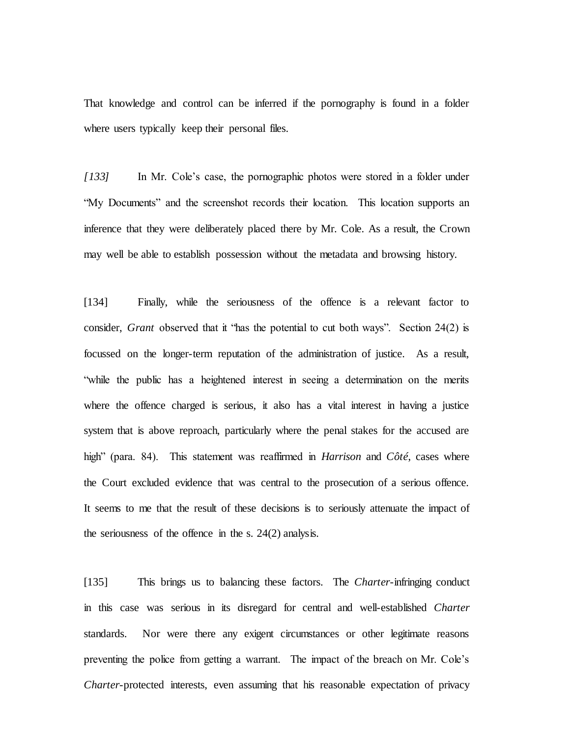That knowledge and control can be inferred if the pornography is found in a folder where users typically keep their personal files.

*[133]* In Mr. Cole's case, the pornographic photos were stored in a folder under "My Documents" and the screenshot records their location. This location supports an inference that they were deliberately placed there by Mr. Cole. As a result, the Crown may well be able to establish possession without the metadata and browsing history.

[134] Finally, while the seriousness of the offence is a relevant factor to consider, *Grant* observed that it "has the potential to cut both ways". Section 24(2) is focussed on the longer-term reputation of the administration of justice. As a result, "while the public has a heightened interest in seeing a determination on the merits where the offence charged is serious, it also has a vital interest in having a justice system that is above reproach, particularly where the penal stakes for the accused are high" (para. 84). This statement was reaffirmed in *Harrison* and *Côté*, cases where the Court excluded evidence that was central to the prosecution of a serious offence. It seems to me that the result of these decisions is to seriously attenuate the impact of the seriousness of the offence in the s. 24(2) analysis.

[135] This brings us to balancing these factors. The *Charter*-infringing conduct in this case was serious in its disregard for central and well-established *Charter* standards. Nor were there any exigent circumstances or other legitimate reasons preventing the police from getting a warrant. The impact of the breach on Mr. Cole's *Charter*-protected interests, even assuming that his reasonable expectation of privacy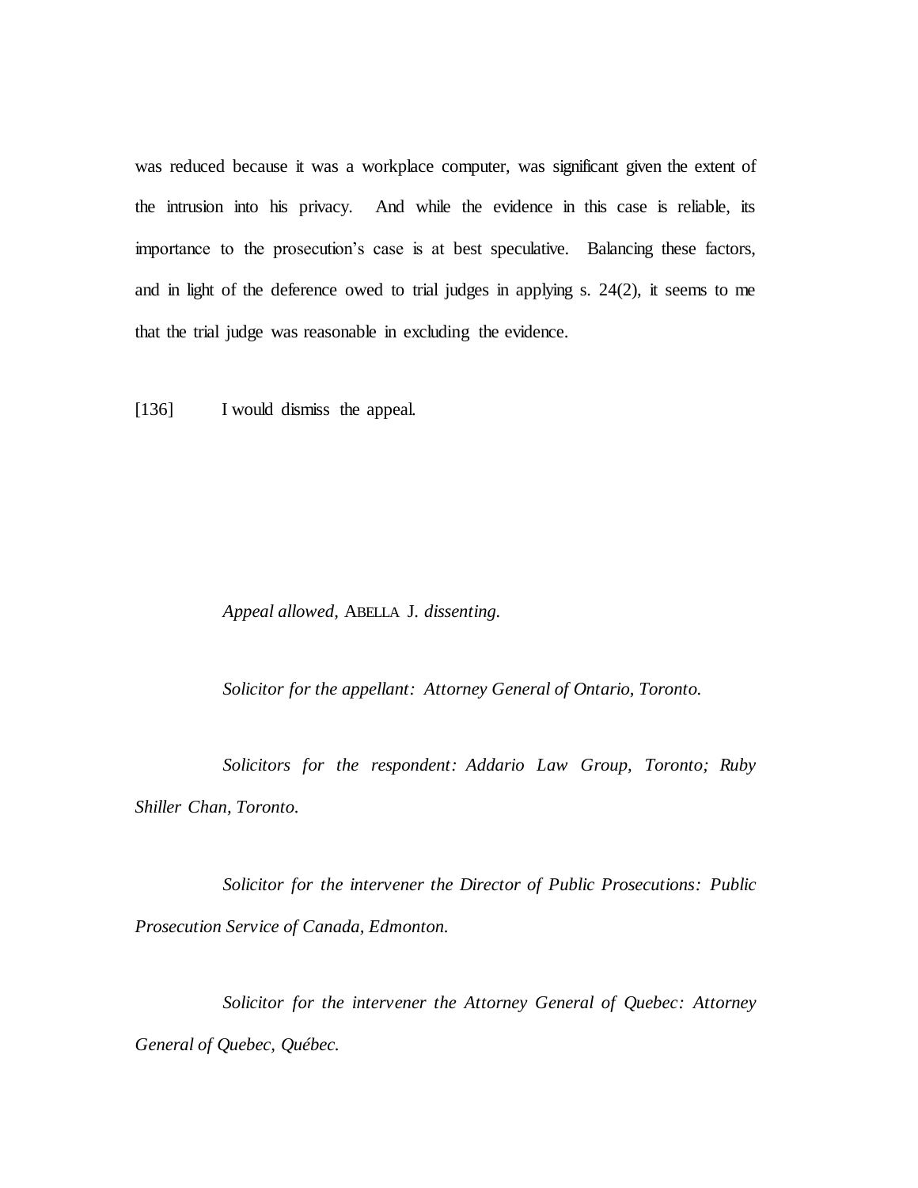was reduced because it was a workplace computer, was significant given the extent of the intrusion into his privacy. And while the evidence in this case is reliable, its importance to the prosecution's case is at best speculative. Balancing these factors, and in light of the deference owed to trial judges in applying s. 24(2), it seems to me that the trial judge was reasonable in excluding the evidence.

[136] I would dismiss the appeal.

*Appeal allowed,* ABELLA J. *dissenting.*

*Solicitor for the appellant: Attorney General of Ontario, Toronto.*

*Solicitors for the respondent: Addario Law Group, Toronto; Ruby Shiller Chan, Toronto.*

*Solicitor for the intervener the Director of Public Prosecutions: Public Prosecution Service of Canada, Edmonton.*

*Solicitor for the intervener the Attorney General of Quebec: Attorney General of Quebec, Québec.*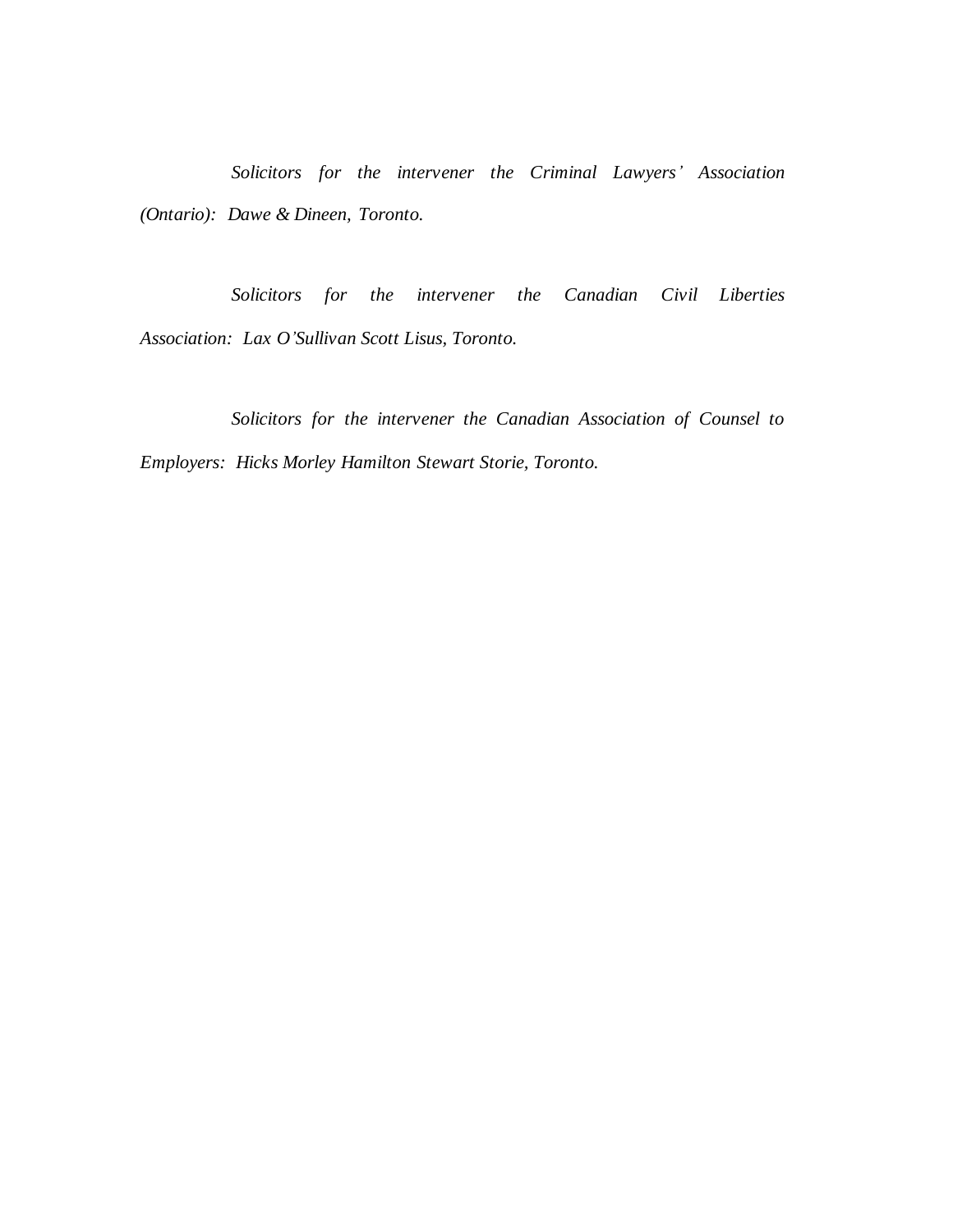*Solicitors for the intervener the Criminal Lawyers' Association (Ontario): Dawe & Dineen, Toronto.*

*Solicitors for the intervener the Canadian Civil Liberties Association: Lax O'Sullivan Scott Lisus, Toronto.*

*Solicitors for the intervener the Canadian Association of Counsel to Employers: Hicks Morley Hamilton Stewart Storie, Toronto.*